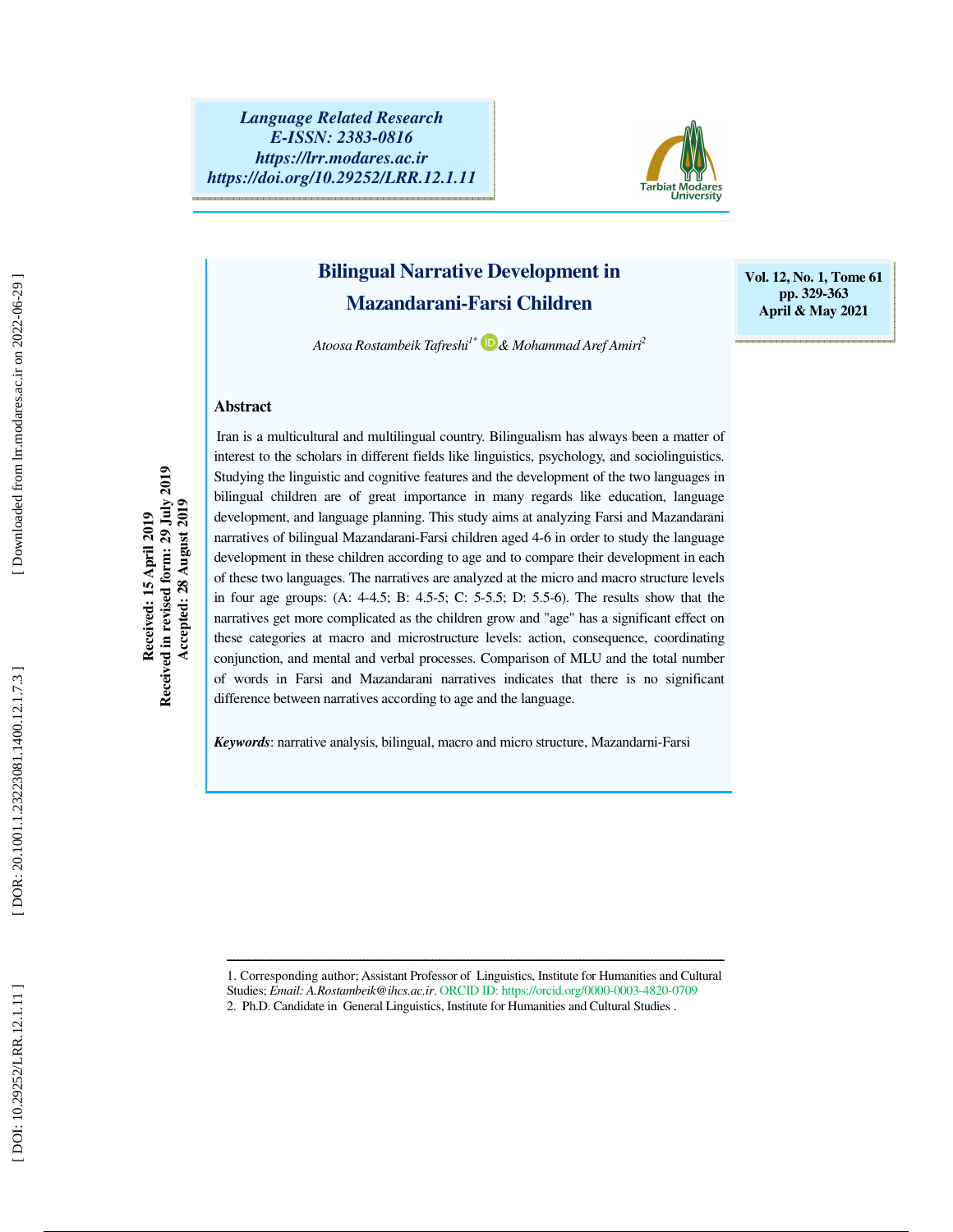# Bilingual Narrative Development in Mazandarani-Farsi Children

*Atoosa Rostambeik Tafreshi*[1*] & *Mohammad Aref Amiri*[2]

Received: 15 April 2019
Received in revised form: 29 July 2019
Accepted: 28 August 2019

## Abstract

Iran is a multicultural and multilingual country. Bilingualism has always been a matter of interest to the scholars in different fields like linguistics, psychology, and sociolinguistics. Studying the linguistic and cognitive features and the development of the two languages in bilingual children are of great importance in many regards like education, language development, and language planning. This study aims at analyzing Farsi and Mazandarani narratives of bilingual Mazandarani-Farsi children aged 4-6 in order to study the language development in these children according to age and to compare their development in each of these two languages. The narratives are analyzed at the micro and macro structure levels in four age groups: (A: 4-4.5; B: 4.5-5; C: 5-5.5; D: 5.5-6). The results show that the narratives get more complicated as the children grow and "age" has a significant effect on these categories at macro and microstructure levels: action, consequence, coordinating conjunction, and mental and verbal processes. Comparison of MLU and the total number of words in Farsi and Mazandarani narratives indicates that there is no significant difference between narratives according to age and the language.

***Keywords***: narrative analysis, bilingual, macro and micro structure, Mazandarni-Farsi

---

1. Corresponding author; Assistant Professor of Linguistics, Institute for Humanities and Cultural Studies; *Email: A.Rostambeik@ihcs.ac.ir*, ORCID ID: https://orcid.org/0000-0003-4820-0709
2. Ph.D. Candidate in General Linguistics, Institute for Humanities and Cultural Studies .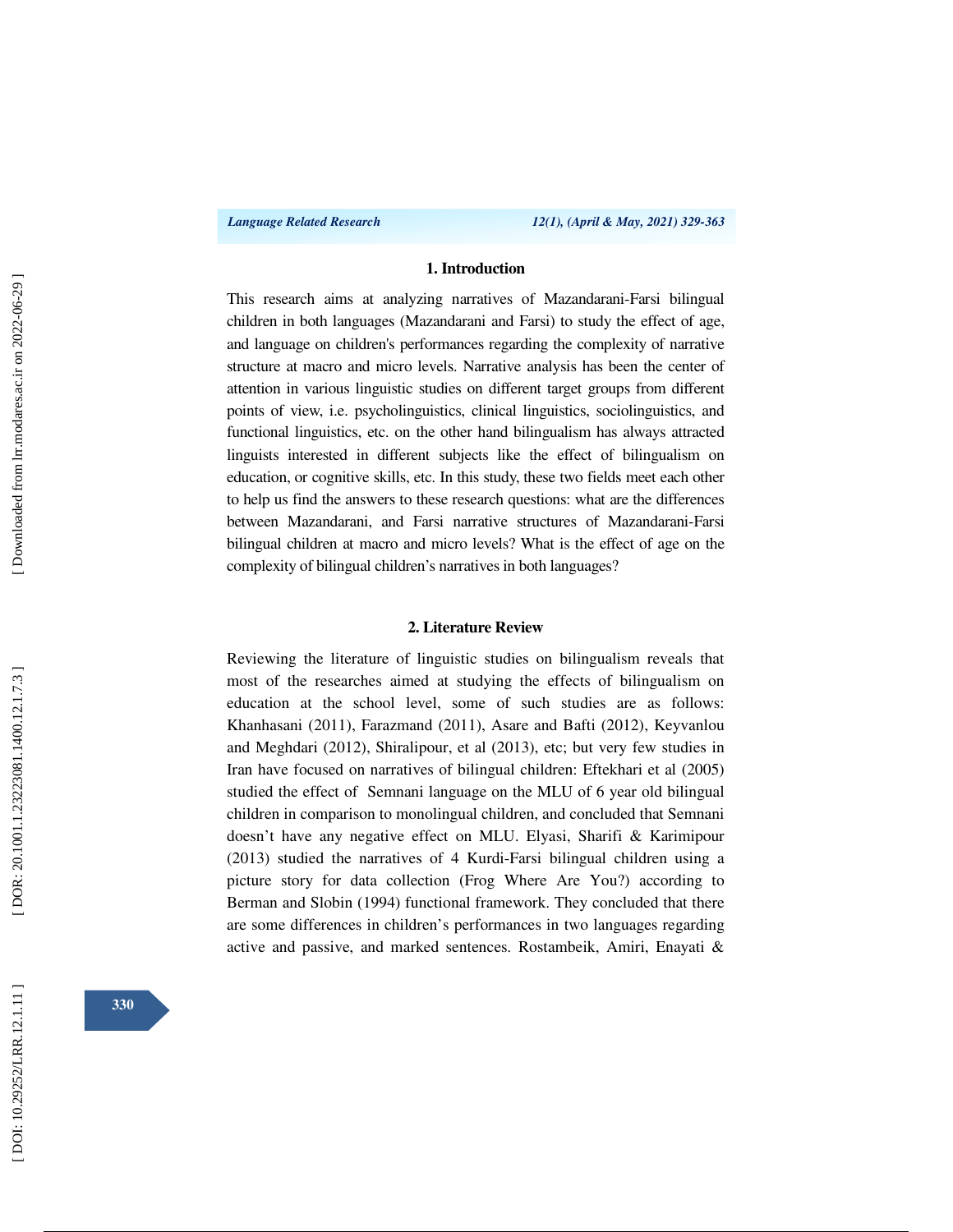## 1. Introduction

This research aims at analyzing narratives of Mazandarani-Farsi bilingual children in both languages (Mazandarani and Farsi) to study the effect of age, and language on children's performances regarding the complexity of narrative structure at macro and micro levels. Narrative analysis has been the center of attention in various linguistic studies on different target groups from different points of view, i.e. psycholinguistics, clinical linguistics, sociolinguistics, and functional linguistics, etc. on the other hand bilingualism has always attracted linguists interested in different subjects like the effect of bilingualism on education, or cognitive skills, etc. In this study, these two fields meet each other to help us find the answers to these research questions: what are the differences between Mazandarani, and Farsi narrative structures of Mazandarani-Farsi bilingual children at macro and micro levels? What is the effect of age on the complexity of bilingual children’s narratives in both languages?

## 2. Literature Review

Reviewing the literature of linguistic studies on bilingualism reveals that most of the researches aimed at studying the effects of bilingualism on education at the school level, some of such studies are as follows: Khanhasani (2011), Farazmand (2011), Asare and Bafti (2012), Keyvanlou and Meghdari (2012), Shiralipour, et al (2013), etc; but very few studies in Iran have focused on narratives of bilingual children: Eftekhari et al (2005) studied the effect of Semnani language on the MLU of 6 year old bilingual children in comparison to monolingual children, and concluded that Semnani doesn’t have any negative effect on MLU. Elyasi, Sharifi & Karimipour (2013) studied the narratives of 4 Kurdi-Farsi bilingual children using a picture story for data collection (Frog Where Are You?) according to Berman and Slobin (1994) functional framework. They concluded that there are some differences in children’s performances in two languages regarding active and passive, and marked sentences. Rostambeik, Amiri, Enayati &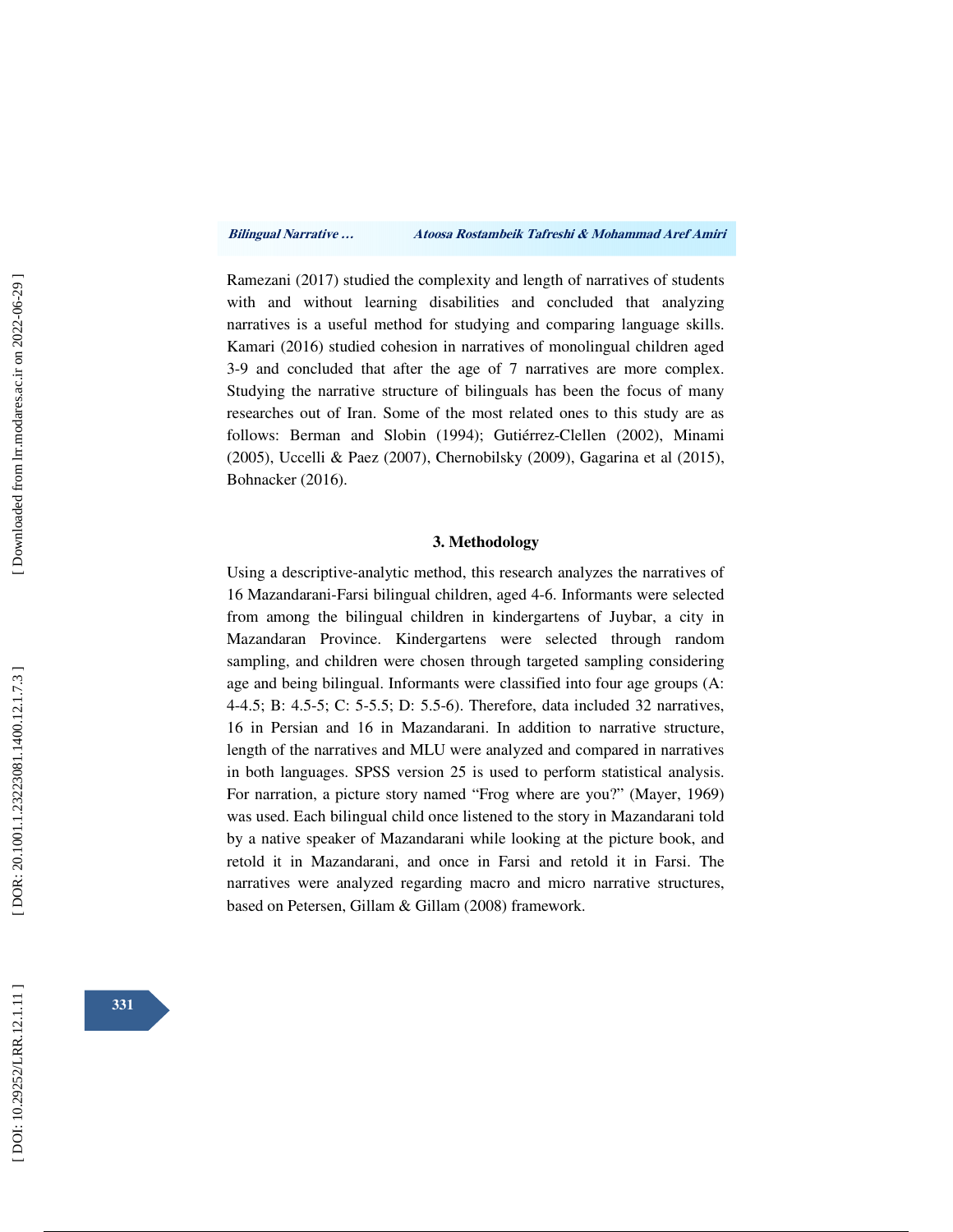Ramezani (2017) studied the complexity and length of narratives of students with and without learning disabilities and concluded that analyzing narratives is a useful method for studying and comparing language skills. Kamari (2016) studied cohesion in narratives of monolingual children aged 3-9 and concluded that after the age of 7 narratives are more complex. Studying the narrative structure of bilinguals has been the focus of many researches out of Iran. Some of the most related ones to this study are as follows: Berman and Slobin (1994); Gutiérrez-Clellen (2002), Minami (2005), Uccelli & Paez (2007), Chernobilsky (2009), Gagarina et al (2015), Bohnacker (2016).

## 3. Methodology

Using a descriptive-analytic method, this research analyzes the narratives of 16 Mazandarani-Farsi bilingual children, aged 4-6. Informants were selected from among the bilingual children in kindergartens of Juybar, a city in Mazandaran Province. Kindergartens were selected through random sampling, and children were chosen through targeted sampling considering age and being bilingual. Informants were classified into four age groups (A: 4-4.5; B: 4.5-5; C: 5-5.5; D: 5.5-6). Therefore, data included 32 narratives, 16 in Persian and 16 in Mazandarani. In addition to narrative structure, length of the narratives and MLU were analyzed and compared in narratives in both languages. SPSS version 25 is used to perform statistical analysis. For narration, a picture story named "Frog where are you?" (Mayer, 1969) was used. Each bilingual child once listened to the story in Mazandarani told by a native speaker of Mazandarani while looking at the picture book, and retold it in Mazandarani, and once in Farsi and retold it in Farsi. The narratives were analyzed regarding macro and micro narrative structures, based on Petersen, Gillam & Gillam (2008) framework.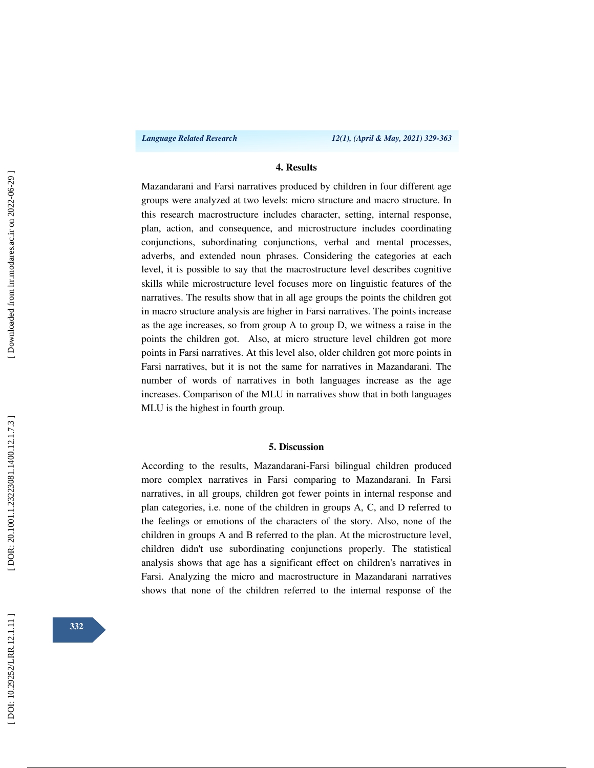## 4. Results

Mazandarani and Farsi narratives produced by children in four different age groups were analyzed at two levels: micro structure and macro structure. In this research macrostructure includes character, setting, internal response, plan, action, and consequence, and microstructure includes coordinating conjunctions, subordinating conjunctions, verbal and mental processes, adverbs, and extended noun phrases. Considering the categories at each level, it is possible to say that the macrostructure level describes cognitive skills while microstructure level focuses more on linguistic features of the narratives. The results show that in all age groups the points the children got in macro structure analysis are higher in Farsi narratives. The points increase as the age increases, so from group A to group D, we witness a raise in the points the children got. Also, at micro structure level children got more points in Farsi narratives. At this level also, older children got more points in Farsi narratives, but it is not the same for narratives in Mazandarani. The number of words of narratives in both languages increase as the age increases. Comparison of the MLU in narratives show that in both languages MLU is the highest in fourth group.

## 5. Discussion

According to the results, Mazandarani-Farsi bilingual children produced more complex narratives in Farsi comparing to Mazandarani. In Farsi narratives, in all groups, children got fewer points in internal response and plan categories, i.e. none of the children in groups A, C, and D referred to the feelings or emotions of the characters of the story. Also, none of the children in groups A and B referred to the plan. At the microstructure level, children didn't use subordinating conjunctions properly. The statistical analysis shows that age has a significant effect on children's narratives in Farsi. Analyzing the micro and macrostructure in Mazandarani narratives shows that none of the children referred to the internal response of the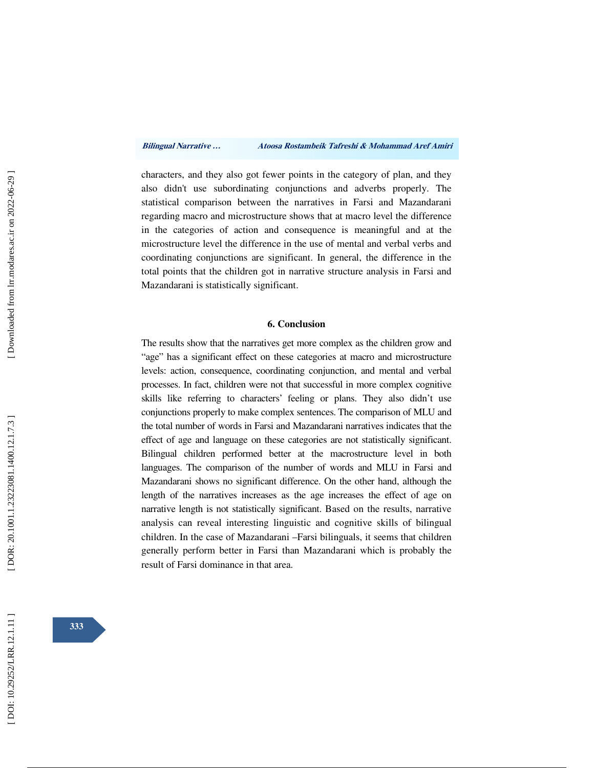characters, and they also got fewer points in the category of plan, and they also didn't use subordinating conjunctions and adverbs properly. The statistical comparison between the narratives in Farsi and Mazandarani regarding macro and microstructure shows that at macro level the difference in the categories of action and consequence is meaningful and at the microstructure level the difference in the use of mental and verbal verbs and coordinating conjunctions are significant. In general, the difference in the total points that the children got in narrative structure analysis in Farsi and Mazandarani is statistically significant.

## 6. Conclusion

The results show that the narratives get more complex as the children grow and “age” has a significant effect on these categories at macro and microstructure levels: action, consequence, coordinating conjunction, and mental and verbal processes. In fact, children were not that successful in more complex cognitive skills like referring to characters’ feeling or plans. They also didn’t use conjunctions properly to make complex sentences. The comparison of MLU and the total number of words in Farsi and Mazandarani narratives indicates that the effect of age and language on these categories are not statistically significant. Bilingual children performed better at the macrostructure level in both languages. The comparison of the number of words and MLU in Farsi and Mazandarani shows no significant difference. On the other hand, although the length of the narratives increases as the age increases the effect of age on narrative length is not statistically significant. Based on the results, narrative analysis can reveal interesting linguistic and cognitive skills of bilingual children. In the case of Mazandarani –Farsi bilinguals, it seems that children generally perform better in Farsi than Mazandarani which is probably the result of Farsi dominance in that area.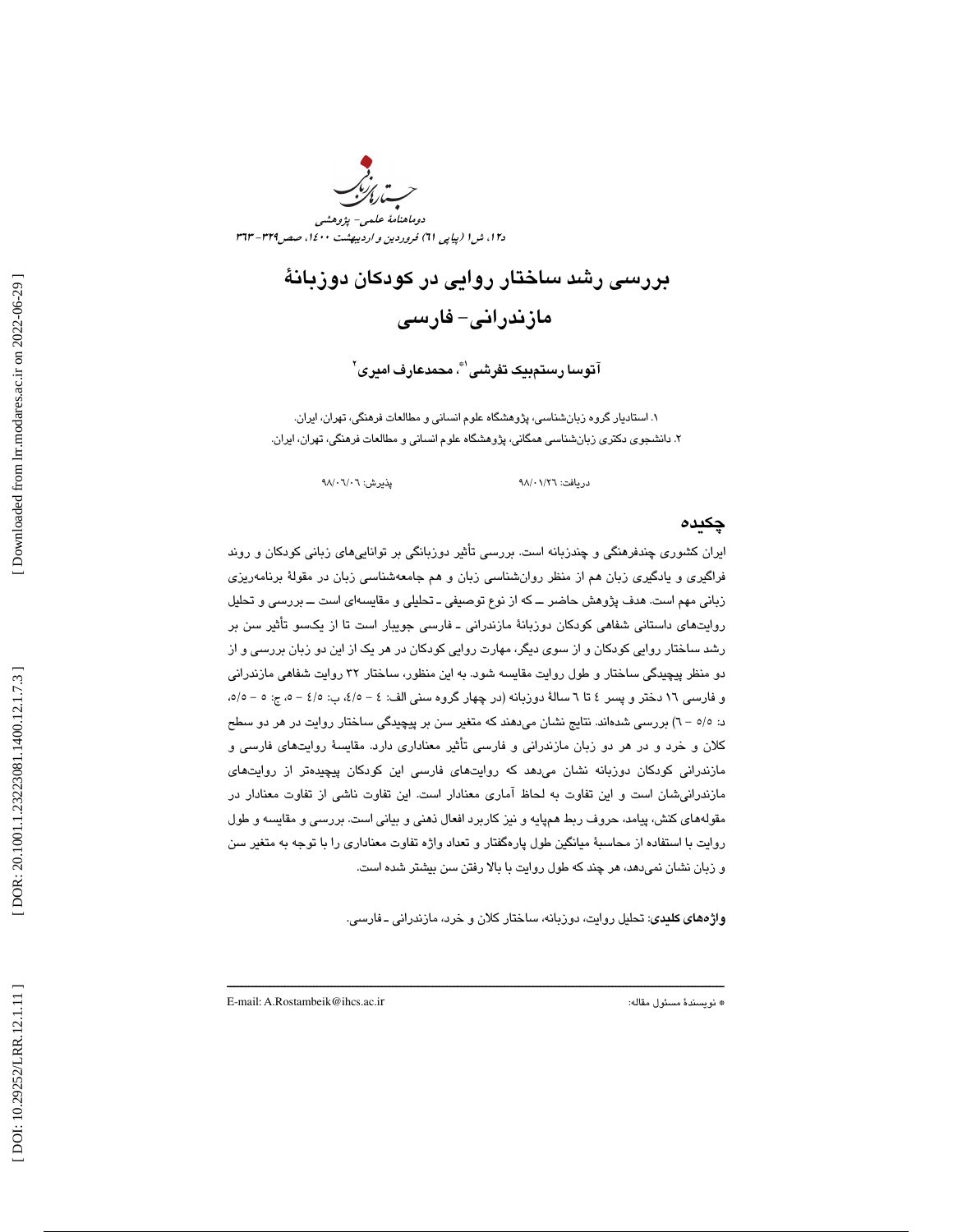# بررسی رشد ساختار روایی در کودکان دوزبانهٔ مازندرانی- فارسی

**آتوسا رستم‌بیک تفرشی[1*]، محمدعارف امیری[2]**

۱. استادیار گروه زبان‌شناسی، پژوهشگاه علوم انسانی و مطالعات فرهنگی، تهران، ایران.

۲. دانشجوی دکتری زبان‌شناسی همگانی، پژوهشگاه علوم انسانی و مطالعات فرهنگی، تهران، ایران.

دریافت: ۹۸/۰۱/۲۶ پذیرش: ۹۸/۰۶/۰۶

## چکیده

ایران کشوری چندفرهنگی و چندزبانه است. بررسی تأثیر دوزبانگی بر توانایی‌های زبانی کودکان و روند فراگیری و یادگیری زبان هم از منظر روان‌شناسی زبان و هم جامعه‌شناسی زبان در مقولهٔ برنامه‌ریزی زبانی مهم است. هدف پژوهش حاضر ــ که از نوع توصیفی ـ تحلیلی و مقایسه‌ای است ــ بررسی و تحلیل روایت‌های داستانی شفاهی کودکان دوزبانهٔ مازندرانی ـ فارسی جویبار است تا از یکسو تأثیر سن بر رشد ساختار روایی کودکان و از سوی دیگر، مهارت روایی کودکان در هر یک از این دو زبان بررسی و از دو منظر پیچیدگی ساختار و طول روایت مقایسه شود. به این منظور، ساختار ۳۲ روایت شفاهی مازندرانی و فارسی ۱۶ دختر و پسر ۴ تا ۶ سالهٔ دوزبانه (در چهار گروه سنی الف: ۴ – ۴/۵، ب: ۴/۵ – ۵، ج: ۵ – ۵/۵، د: ۵/۵ – ۶) بررسی شده‌اند. نتایج نشان می‌دهند که متغیر سن بر پیچیدگی ساختار روایت در هر دو سطح کلان و خرد و در هر دو زبان مازندرانی و فارسی تأثیر معناداری دارد. مقایسهٔ روایت‌های فارسی و مازندرانی کودکان دوزبانه نشان می‌دهد که روایت‌های فارسی این کودکان پیچیده‌تر از روایت‌های مازندرانی‌شان است و این تفاوت به لحاظ آماری معنادار است. این تفاوت ناشی از تفاوت معنادار در مقوله‌های کنش، پیامد، حروف ربط هم‌پایه و نیز کاربرد افعال ذهنی و بیانی است. بررسی و مقایسه و طول روایت با استفاده از محاسبهٔ میانگین طول پاره‌گفتار و تعداد واژه تفاوت معناداری را با توجه به متغیر سن و زبان نشان نمی‌دهد، هر چند که طول روایت با بالا رفتن سن بیشتر شده است.

**واژه‌های کلیدی**: تحلیل روایت، دوزبانه، ساختار کلان و خرد، مازندرانی ـ فارسی.

---

* نویسندهٔ مسئول مقاله: E-mail: A.Rostambeik@ihcs.ac.ir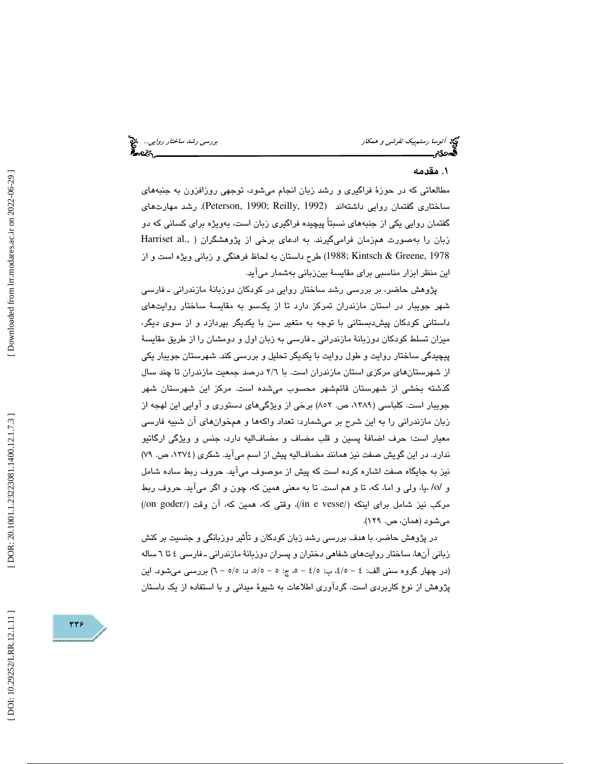## ۱. مقدمه

مطالعاتی که در حوزهٔ فراگیری و رشد زبان انجام می‌شود، توجهی روزافزون به جنبه‌های ساختاری گفتمان روایی داشته‌اند (Peterson, 1990; Reilly, 1992). رشد مهارت‌های گفتمان روایی یکی از جنبه‌های نسبتاً پیچیده فراگیری زبان است، به‌ویژه برای کسانی که دو زبان را به‌صورت همزمان فرامی‌گیرند. به ادعای برخی از پژوهشگران (Harriset al., 1988; Kintsch & Greene, 1978) طرح داستان به لحاظ فرهنگی و زبانی ویژه است و از این منظر ابزار مناسبی برای مقایسهٔ بین‌زبانی به‌شمار می‌آید.

پژوهش حاضر، بر بررسی رشد ساختار روایی در کودکان دوزبانهٔ مازندرانی ـ فارسی شهر جویبار در استان مازندران تمرکز دارد تا از یکسو به مقایسهٔ ساختار روایت‌های داستانی کودکان پیش‌دبستانی با توجه به متغیر سن با یکدیگر بپردازد و از سوی دیگر، میزان تسلط کودکان دوزبانهٔ مازندرانی ـ فارسی به زبان اول و دومشان را از طریق مقایسهٔ پیچیدگی ساختار روایت و طول روایت با یکدیگر تحلیل و بررسی کند. شهرستان جویبار یکی از شهرستان‌های مرکزی استان مازندران است. با ۲/۶ درصد جمعیت مازندران تا چند سال گذشته بخشی از شهرستان قائم‌شهر محسوب می‌شده است. مرکز این شهرستان شهر جویبار است. کلباسی (۱۳۸۹، ص. ۸۵۲) برخی از ویژگی‌های دستوری و آوایی این لهجه از زبان مازندرانی را به این شرح بر می‌شمارد: تعداد واکه‌ها و همخوان‌های آن شبیه فارسی معیار است؛ حرف اضافهٔ پسین و قلب مضاف و مضاف‌الیه دارد، جنس و ویژگی ارگاتیو ندارد. در این گویش صفت نیز همانند مضاف‌الیه پیش از اسم می‌آید. شکری (۱۳۷٤، ص. ۷۹) نیز به جایگاه صفت اشاره کرده است که پیش از موصوف می‌آید. حروف ربط ساده شامل و /o/ ،یا، ولی و اما، که، تا و هم است. تا به معنی همین که، چون و اگر می‌آید. حروف ربط مرکب نیز شامل برای اینکه (/in e vesse/)، وقتی که، همین که، آن وقت (/on goder/) می‌شود (همان، ص. ۱۲۹).

در پژوهش حاضر، با هدف بررسی رشد زبان کودکان و تأثیر دوزبانگی و جنسیت بر کنش زبانی آن‌ها، ساختار روایت‌های شفاهی دختران و پسران دوزبانهٔ مازندرانی ـ فارسی ٤ تا ٦ ساله (در چهار گروه سنی الف: ٤ – ٤/٥، ب: ٤/٥ – ٥، ج: ٥ – ٥/٥، د: ٥/٥ – ٦) بررسی می‌شود. این پژوهش از نوع کاربردی است. گردآوری اطلاعات به شیوهٔ میدانی و با استفاده از یک داستان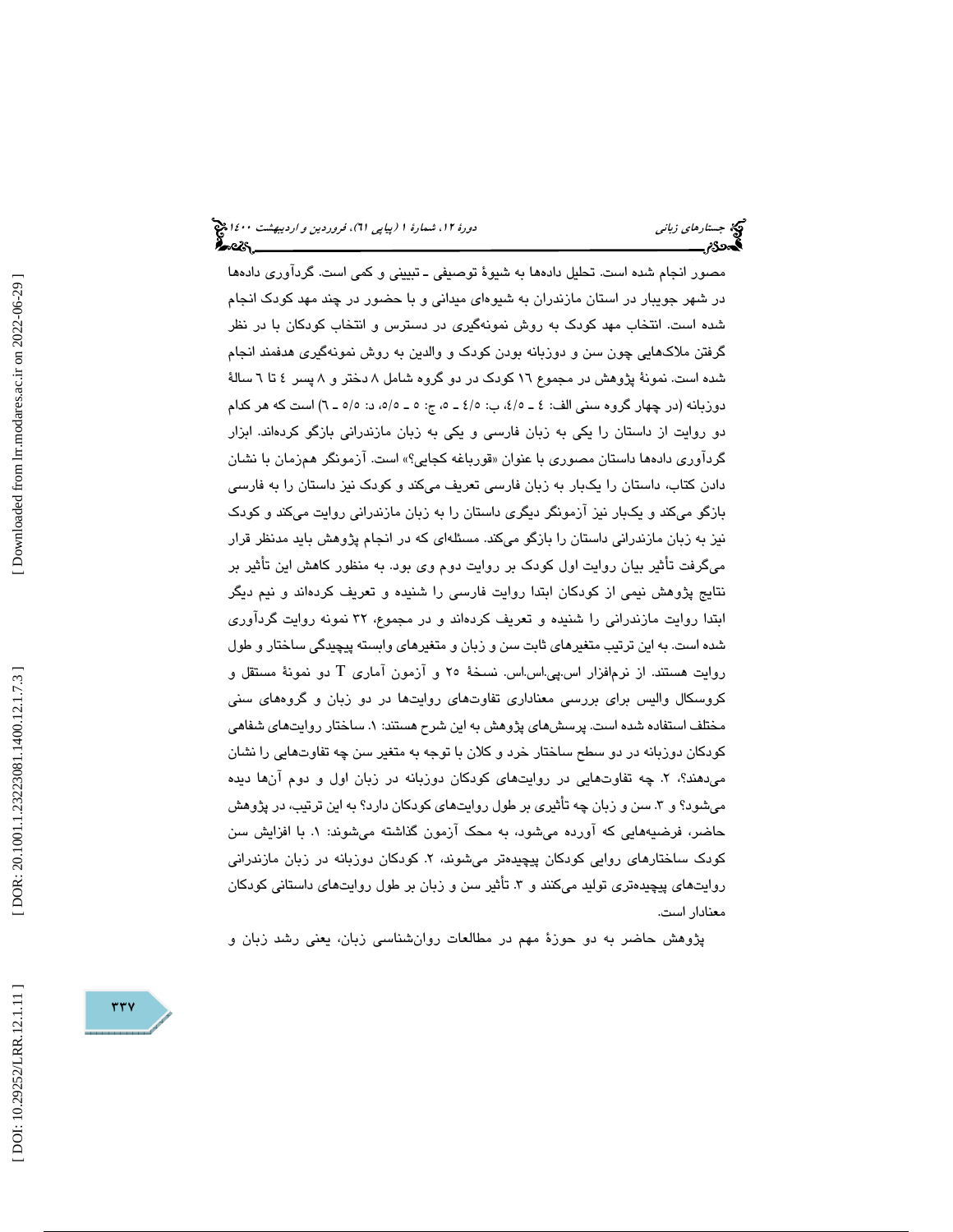مصور انجام شده است. تحلیل داده‌ها به شیوۀ توصیفی ـ تبیینی و کمی است. گردآوری داده‌ها در شهر جویبار در استان مازندران به شیوه‌ای میدانی و با حضور در چند مهد کودک انجام شده است. انتخاب مهد کودک به روش نمونه‌گیری در دسترس و انتخاب کودکان با در نظر گرفتن ملاک‌هایی چون سن و دوزبانه بودن کودک و والدین به روش نمونه‌گیری هدفمند انجام شده است. نمونۀ پژوهش در مجموع ۱۶ کودک در دو گروه شامل ۸ دختر و ۸ پسر ٤ تا ٦ سالۀ دوزبانه (در چهار گروه سنی الف: ٤ ـ ٤/٥، ب: ٤/٥ ـ ٥، ج: ٥ ـ ٥/٥، د: ٥/٥ ـ ٦) است که هر کدام دو روایت از داستان را یکی به زبان فارسی و یکی به زبان مازندرانی بازگو کرده‌اند. ابزار گردآوری داده‌ها داستان مصوری با عنوان «قورباغه کجایی؟» است. آزمونگر همزمان با نشان دادن کتاب، داستان را یک‌بار به زبان فارسی تعریف می‌کند و کودک نیز داستان را به فارسی بازگو می‌کند و یک‌بار نیز آزمونگر دیگری داستان را به زبان مازندرانی روایت می‌کند و کودک نیز به زبان مازندرانی داستان را بازگو می‌کند. مسئله‌ای که در انجام پژوهش باید مدنظر قرار می‌گرفت تأثیر بیان روایت اول کودک بر روایت دوم وی بود. به منظور کاهش این تأثیر بر نتایج پژوهش نیمی از کودکان ابتدا روایت فارسی را شنیده و تعریف کرده‌اند و نیم دیگر ابتدا روایت مازندرانی را شنیده و تعریف کرده‌اند و در مجموع، ۳۲ نمونه روایت گردآوری شده است. به این ترتیب متغیرهای ثابت سن و زبان و متغیرهای وابسته پیچیدگی ساختار و طول روایت هستند. از نرم‌افزار اس.پی.اس.اس. نسخۀ ۲۵ و آزمون آماری T دو نمونۀ مستقل و کروسکال والیس برای بررسی معناداری تفاوت‌های روایت‌ها در دو زبان و گروه‌های سنی مختلف استفاده شده است. پرسش‌های پژوهش به این شرح هستند: ۱. ساختار روایت‌های شفاهی کودکان دوزبانه در دو سطح ساختار خرد و کلان با توجه به متغیر سن چه تفاوت‌هایی را نشان می‌دهند؟، ۲. چه تفاوت‌هایی در روایت‌های کودکان دوزبانه در زبان اول و دوم آن‌ها دیده می‌شود؟ و ۳. سن و زبان چه تأثیری بر طول روایت‌های کودکان دارد؟ به این ترتیب، در پژوهش حاضر، فرضیه‌هایی که آورده می‌شود، به محک آزمون گذاشته می‌شوند: ۱. با افزایش سن کودک ساختارهای روایی کودکان پیچیده‌تر می‌شوند، ۲. کودکان دوزبانه در زبان مازندرانی روایت‌های پیچیده‌تری تولید می‌کنند و ۳. تأثیر سن و زبان بر طول روایت‌های داستانی کودکان معنادار است.

پژوهش حاضر به دو حوزۀ مهم در مطالعات روان‌شناسی زبان، یعنی رشد زبان و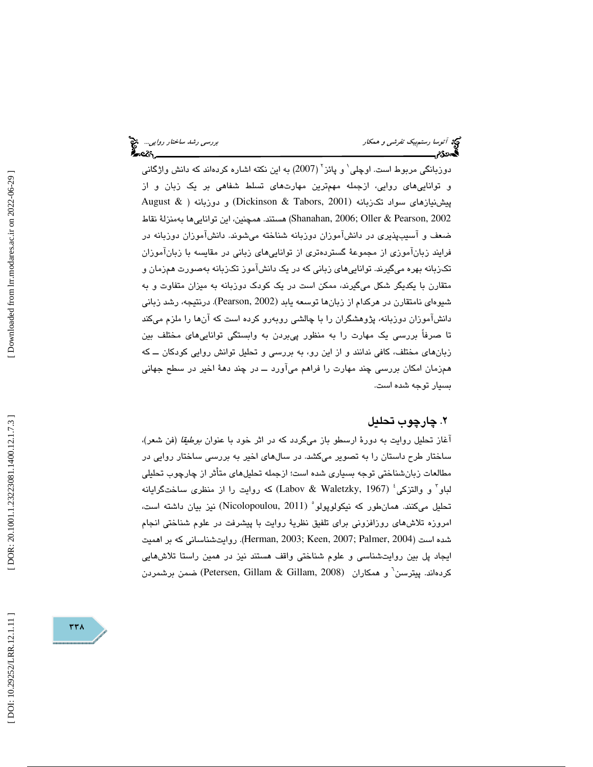دوزبانگی مربوط است. اوچلی[1] و پائز[2] (2007) به این نکته اشاره کرده‌اند که دانش واژگانی و توانایی‌های روایی، ازجمله مهم‌ترین مهارت‌های تسلط شفاهی بر یک زبان و از پیش‌نیازهای سواد تک‌زبانه (Dickinson & Tabors, 2001) و دوزبانه ( August & Shanahan, 2006; Oller & Pearson, 2002) هستند. همچنین، این توانایی‌ها به‌منزلهٔ نقاط ضعف و آسیب‌پذیری در دانش‌آموزان دوزبانه شناخته می‌شوند. دانش‌آموزان دوزبانه در فرایند زبان‌آموزی از مجموعهٔ گسترده‌تری از توانایی‌های زبانی در مقایسه با زبان‌آموزان تک‌زبانه بهره می‌گیرند. توانایی‌های زبانی که در یک دانش‌آموز تک‌زبانه به‌صورت هم‌زمان و متقارن با یکدیگر شکل می‌گیرند، ممکن است در یک کودک دوزبانه به میزان متفاوت و به شیوه‌ای نامتقارن در هرکدام از زبان‌ها توسعه یابد (Pearson, 2002). درنتیجه، رشد زبانی دانش‌آموزان دوزبانه، پژوهشگران را با چالشی روبه‌رو کرده است که آن‌ها را ملزم می‌کند تا صرفاً بررسی یک مهارت را به منظور پی‌بردن به وابستگی توانایی‌های مختلف بین زبان‌های مختلف، کافی ندانند و از این رو، به بررسی و تحلیل توانش روایی کودکان ــ که هم‌زمان امکان بررسی چند مهارت را فراهم می‌آورد ــ در چند دههٔ اخیر در سطح جهانی بسیار توجه شده است.

## ۲. چارچوب تحلیل

آغاز تحلیل روایت به دورهٔ ارسطو باز می‌گردد که در اثر خود با عنوان *بوطیقا* (فن شعر)، ساختار طرح داستان را به تصویر می‌کشد. در سال‌های اخیر به بررسی ساختار روایی در مطالعات زبان‌شناختی توجه بسیاری شده است؛ ازجمله تحلیل‌های متأثر از چارچوب تحلیلی لباو[3] و والتزکی[4] (Labov & Waletzky, 1967) که روایت را از منظری ساخت‌گرایانه تحلیل می‌کنند. همان‌طور که نیکولوپولو[5] (Nicolopoulou, 2011) نیز بیان داشته است، امروزه تلاش‌های روزافزونی برای تلفیق نظریهٔ روایت با پیشرفت در علوم شناختی انجام شده است (Herman, 2003; Keen, 2007; Palmer, 2004). روایت‌شناسانی که بر اهمیت ایجاد پل بین روایت‌شناسی و علوم شناختی واقف هستند نیز در همین راستا تلاش‌هایی کرده‌اند. پیترسن[6] و همکاران (Petersen, Gillam & Gillam, 2008) ضمن برشمردن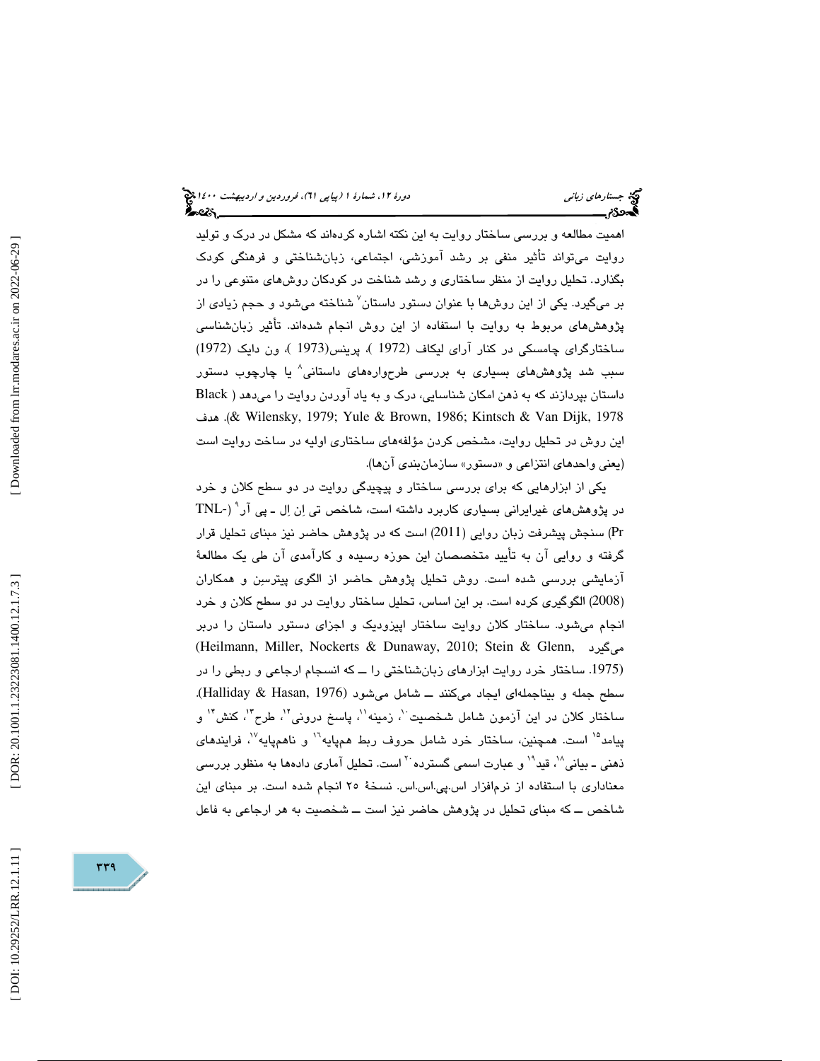اهمیت مطالعه و بررسی ساختار روایت به این نکته اشاره کرده‌اند که مشکل در درک و تولید روایت می‌تواند تأثیر منفی بر رشد آموزشی، اجتماعی، زبان‌شناختی و فرهنگی کودک بگذارد. تحلیل روایت از منظر ساختاری و رشد شناخت در کودکان روش‌های متنوعی را در بر می‌گیرد. یکی از این روش‌ها با عنوان دستور داستان[7] شناخته می‌شود و حجم زیادی از پژوهش‌های مربوط به روایت با استفاده از این روش انجام شده‌اند. تأثیر زبان‌شناسی ساختارگرای چامسکی در کنار آرای لیکاف (1972)، پرینس(1973)، ون دایک (1972) سبب شد پژوهش‌های بسیاری به بررسی طرح‌واره‌های داستانی[8] یا چارچوب دستور داستان بپردازند که به ذهن امکان شناسایی، درک و به یاد آوردن روایت را می‌دهد (Black & Wilensky, 1979; Yule & Brown, 1986; Kintsch & Van Dijk, 1978). هدف این روش در تحلیل روایت، مشخص کردن مؤلفه‌های ساختاری اولیه در ساخت روایت است (یعنی واحدهای انتزاعی و «دستور» سازمان‌بندی آن‌ها).

یکی از ابزارهایی که برای بررسی ساختار و پیچیدگی روایت در دو سطح کلان و خرد در پژوهش‌های غیرایرانی بسیاری کاربرد داشته است، شاخص تی اِن اِل ـ پی آر[9] (TNL-Pr) سنجش پیشرفت زبان روایی (2011) است که در پژوهش حاضر نیز مبنای تحلیل قرار گرفته و روایی آن به تأیید متخصصان این حوزه رسیده و کارآمدی آن طی یک مطالعهٔ آزمایشی بررسی شده است. روش تحلیل پژوهش حاضر از الگوی پیترسِن و همکاران (2008) الگوگیری کرده است. بر این اساس، تحلیل ساختار روایت در دو سطح کلان و خرد انجام می‌شود. ساختار کلان روایت ساختار اپیزودیک و اجزای دستور داستان را دربر می‌گیرد (Heilmann, Miller, Nockerts & Dunaway, 2010; Stein & Glenn, 1975). ساختار خرد روایت ابزارهای زبان‌شناختی را ــ که انسجام ارجاعی و ربطی را در سطح جمله و بیناجمله‌ای ایجاد می‌کنند ــ شامل می‌شود (Halliday & Hasan, 1976). ساختار کلان در این آزمون شامل شخصیت[10]، زمینه[11]، پاسخ درونی[12]، طرح[13]، کنش[14] و پیامد[15] است. همچنین، ساختار خرد شامل حروف ربط هم‌پایه[16] و ناهم‌پایه[17]، فرایندهای ذهنی ـ بیانی[18]، قید[19] و عبارت اسمی گسترده[20] است. تحلیل آماری داده‌ها به منظور بررسی معناداری با استفاده از نرم‌افزار اس.پی.اس.اس. نسخهٔ ۲۵ انجام شده است. بر مبنای این شاخص ــ که مبنای تحلیل در پژوهش حاضر نیز است ــ شخصیت به هر ارجاعی به فاعل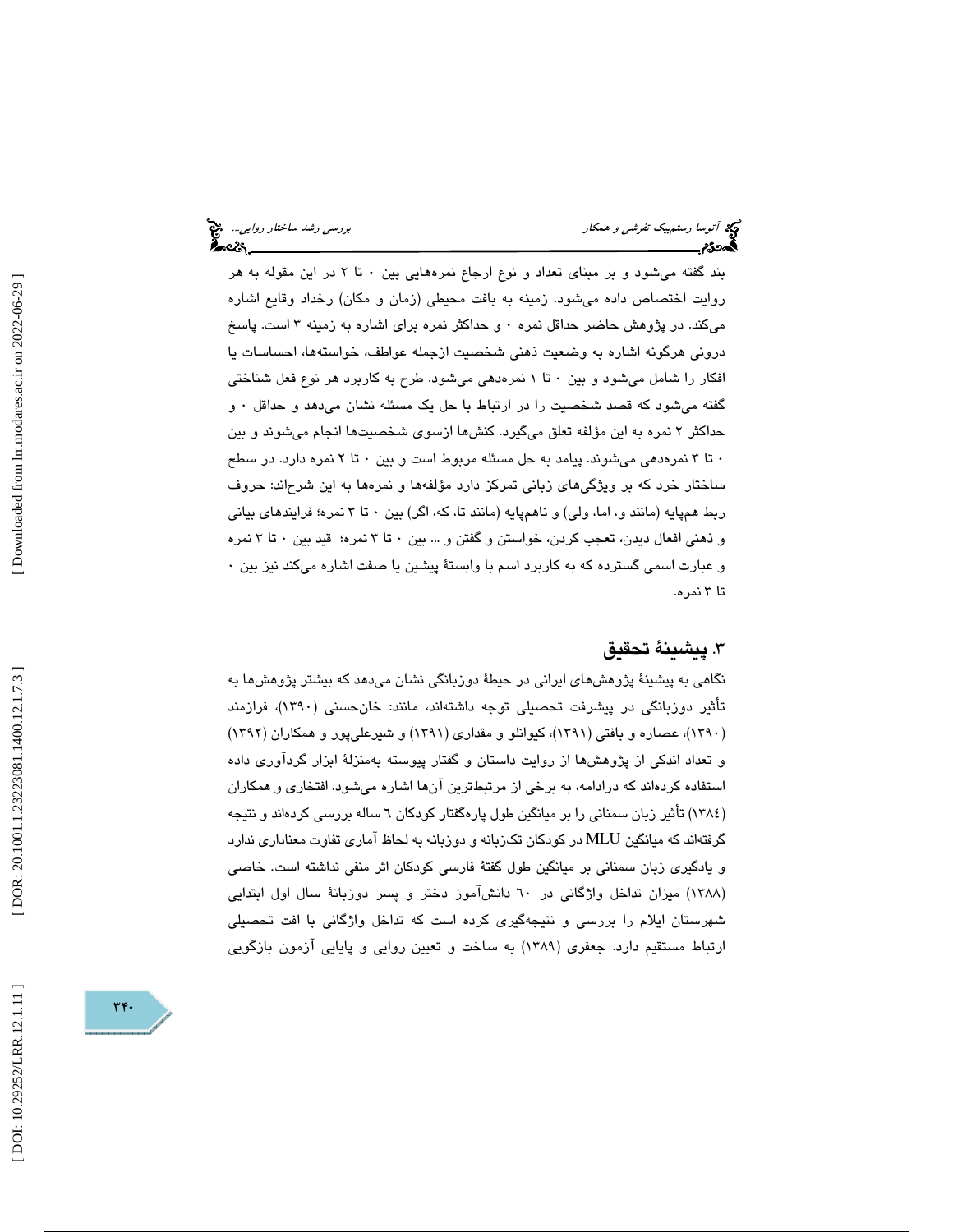بند گفته می‌شود و بر مبنای تعداد و نوع ارجاع نمره‌هایی بین ۰ تا ۲ در این مقوله به هر روایت اختصاص داده می‌شود. زمینه به بافت محیطی (زمان و مکان) رخداد وقایع اشاره می‌کند. در پژوهش حاضر حداقل نمره ۰ و حداکثر نمره برای اشاره به زمینه ۳ است. پاسخ درونی هرگونه اشاره به وضعیت ذهنی شخصیت ازجمله عواطف، خواسته‌ها، احساسات یا افکار را شامل می‌شود و بین ۰ تا ۱ نمره‌دهی می‌شود. طرح به کاربرد هر نوع فعل شناختی گفته می‌شود که قصد شخصیت را در ارتباط با حل یک مسئله نشان می‌دهد و حداقل ۰ و حداکثر ۲ نمره به این مؤلفه تعلق می‌گیرد. کنش‌ها ازسوی شخصیت‌ها انجام می‌شوند و بین ۰ تا ۳ نمره‌دهی می‌شوند. پیامد به حل مسئله مربوط است و بین ۰ تا ۲ نمره دارد. در سطح ساختار خرد که بر ویژگی‌های زبانی تمرکز دارد مؤلفه‌ها و نمره‌ها به این شرح‌اند: حروف ربط هم‌پایه (مانند و، اما، ولی) و ناهم‌پایه (مانند تا، که، اگر) بین ۰ تا ۳ نمره؛ فرایندهای بیانی و ذهنی افعال دیدن، تعجب کردن، خواستن و گفتن و ... بین ۰ تا ۳ نمره؛ قید بین ۰ تا ۳ نمره و عبارت اسمی گسترده که به کاربرد اسم با وابستهٔ پیشین یا صفت اشاره می‌کند نیز بین ۰ تا ۳ نمره.

## ۳. پیشینهٔ تحقیق

نگاهی به پیشینهٔ پژوهش‌های ایرانی در حیطهٔ دوزبانگی نشان می‌دهد که بیشتر پژوهش‌ها به تأثیر دوزبانگی در پیشرفت تحصیلی توجه داشته‌اند، مانند: خان‌حسنی (۱۳۹۰)، فرازمند (۱۳۹۰)، عصاره و بافتی (۱۳۹۱)، کیوانلو و مقداری (۱۳۹۱) و شیرعلی‌پور و همکاران (۱۳۹۲) و تعداد اندکی از پژوهش‌ها از روایت داستان و گفتار پیوسته به‌منزلهٔ ابزار گردآوری داده استفاده کرده‌اند که درادامه، به برخی از مرتبط‌ترین آن‌ها اشاره می‌شود. افتخاری و همکاران (۱۳۸٤) تأثیر زبان سمنانی را بر میانگین طول پاره‌گفتار کودکان ٦ ساله بررسی کرده‌اند و نتیجه گرفته‌اند که میانگین MLU در کودکان تک‌زبانه و دوزبانه به لحاظ آماری تفاوت معناداری ندارد و یادگیری زبان سمنانی بر میانگین طول گفتهٔ فارسی کودکان اثر منفی نداشته است. خاصی (۱۳۸۸) میزان تداخل واژگانی در ٦۰ دانش‌آموز دختر و پسر دوزبانهٔ سال اول ابتدایی شهرستان ایلام را بررسی و نتیجه‌گیری کرده است که تداخل واژگانی با افت تحصیلی ارتباط مستقیم دارد. جعفری (۱۳۸۹) به ساخت و تعیین روایی و پایایی آزمون بازگویی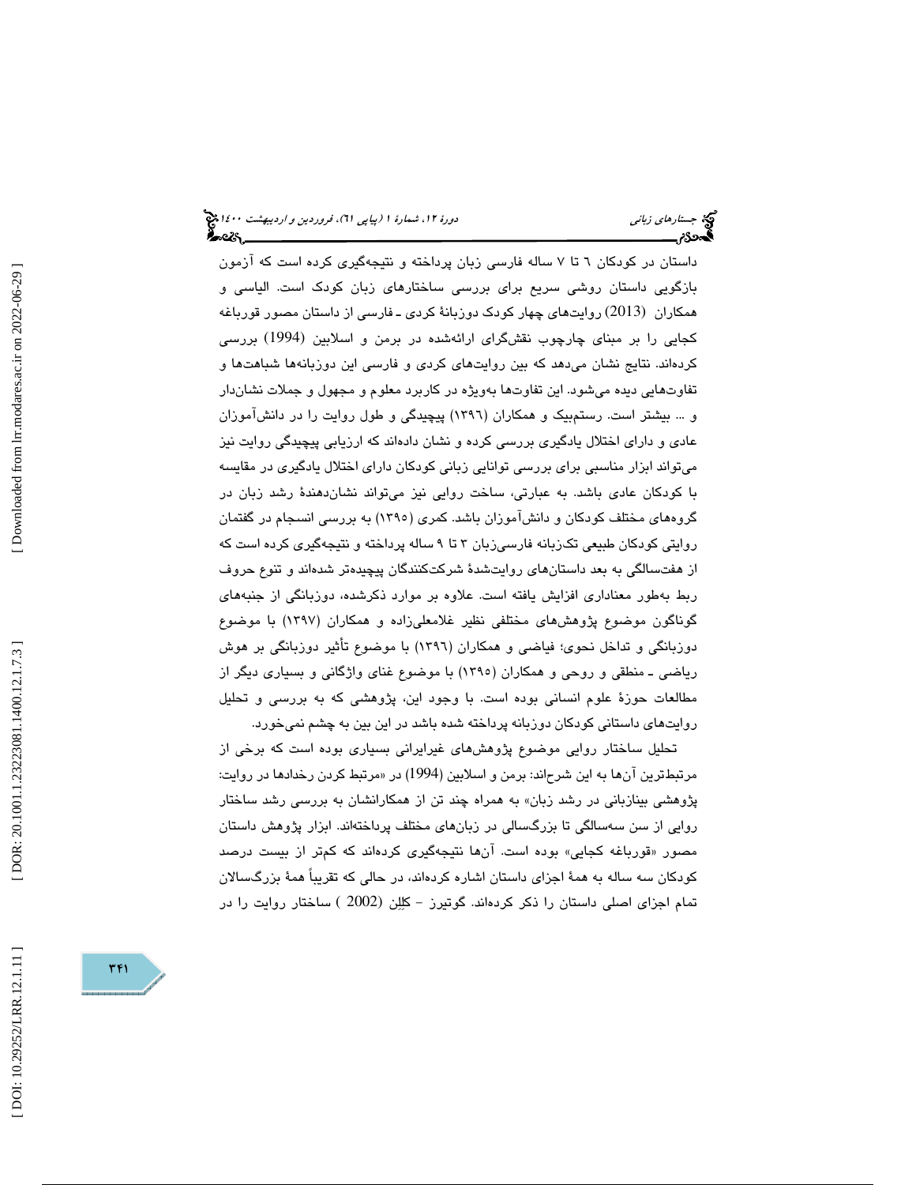داستان در کودکان ٦ تا ٧ ساله فارسی زبان پرداخته و نتیجه‌گیری کرده است که آزمون بازگویی داستان روشی سریع برای بررسی ساختارهای زبان کودک است. الیاسی و همکاران (2013) روایت‌های چهار کودک دوزبانهٔ کردی ـ فارسی از داستان مصور قورباغه کجایی را بر مبنای چارچوب نقش‌گرای ارائه‌شده در برمن و اسلابین (1994) بررسی کرده‌اند. نتایج نشان می‌دهد که بین روایت‌های کردی و فارسی این دوزبانه‌ها شباهت‌ها و تفاوت‌هایی دیده می‌شود. این تفاوت‌ها به‌ویژه در کاربرد معلوم و مجهول و جملات نشان‌دار و ... بیشتر است. رستم‌بیک و همکاران (١٣٩٦) پیچیدگی و طول روایت را در دانش‌آموزان عادی و دارای اختلال یادگیری بررسی کرده و نشان داده‌اند که ارزیابی پیچیدگی روایت نیز می‌تواند ابزار مناسبی برای بررسی توانایی زبانی کودکان دارای اختلال یادگیری در مقایسه با کودکان عادی باشد. به عبارتی، ساخت روایی نیز می‌تواند نشان‌دهندهٔ رشد زبان در گروه‌های مختلف کودکان و دانش‌آموزان باشد. کمری (١٣٩٥) به بررسی انسجام در گفتمان روایتی کودکان طبیعی تک‌زبانه فارسی‌زبان ٣ تا ٩ ساله پرداخته و نتیجه‌گیری کرده است که از هفت‌سالگی به بعد داستان‌های روایت‌شدهٔ شرکت‌کنندگان پیچیده‌تر شده‌اند و تنوع حروف ربط به‌طور معناداری افزایش یافته است. علاوه بر موارد ذکرشده، دوزبانگی از جنبه‌های گوناگون موضوع پژوهش‌های مختلفی نظیر غلامعلی‌زاده و همکاران (١٣٩٧) با موضوع دوزبانگی و تداخل نحوی؛ فیاضی و همکاران (١٣٩٦) با موضوع تأثیر دوزبانگی بر هوش ریاضی ـ منطقی و روحی و همکاران (١٣٩٥) با موضوع غنای واژگانی و بسیاری دیگر از مطالعات حوزهٔ علوم انسانی بوده است. با وجود این، پژوهشی که به بررسی و تحلیل روایت‌های داستانی کودکان دوزبانه پرداخته شده باشد در این بین به چشم نمی‌خورد.

تحلیل ساختار روایی موضوع پژوهش‌های غیرایرانی بسیاری بوده است که برخی از مرتبط‌ترین آن‌ها به این شرح‌اند: برمن و اسلابین (1994) در «مرتبط کردن رخدادها در روایت: پژوهشی بینازبانی در رشد زبان» به همراه چند تن از همکارانشان به بررسی رشد ساختار روایی از سن سه‌سالگی تا بزرگسالی در زبان‌های مختلف پرداخته‌اند. ابزار پژوهش داستان مصور «قورباغه کجایی» بوده است. آن‌ها نتیجه‌گیری کرده‌اند که کم‌تر از بیست درصد کودکان سه ساله به همهٔ اجزای داستان اشاره کرده‌اند، در حالی که تقریباً همهٔ بزرگسالان تمام اجزای اصلی داستان را ذکر کرده‌اند. گوتیرز - کلِلِن (2002 ) ساختار روایت را در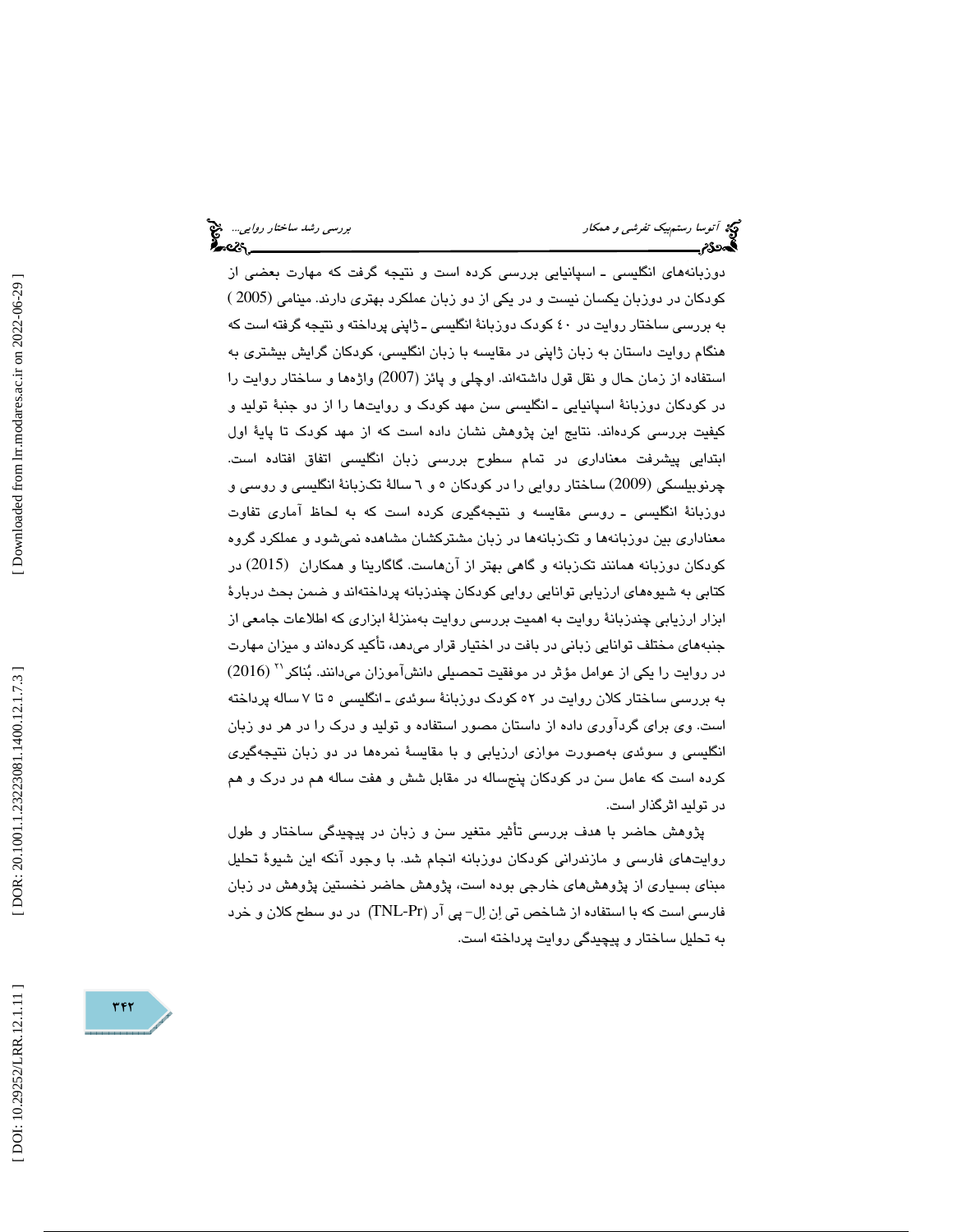دوزبانه‌های انگلیسی ـ اسپانیایی بررسی کرده است و نتیجه گرفت که مهارت بعضی از کودکان در دوزبان یکسان نیست و در یکی از دو زبان عملکرد بهتری دارند. مینامی (2005 ) به بررسی ساختار روایت در ٤٠ کودک دوزبانۀ انگلیسی ـ ژاپنی پرداخته و نتیجه گرفته است که هنگام روایت داستان به زبان ژاپنی در مقایسه با زبان انگلیسی، کودکان گرایش بیشتری به استفاده از زمان حال و نقل قول داشته‌اند. اوچلی و پائز (2007) واژه‌ها و ساختار روایت را در کودکان دوزبانۀ اسپانیایی ـ انگلیسی سن مهد کودک و روایت‌ها را از دو جنبۀ تولید و کیفیت بررسی کرده‌اند. نتایج این پژوهش نشان داده است که از مهد کودک تا پایۀ اول ابتدایی پیشرفت معناداری در تمام سطوح بررسی زبان انگلیسی اتفاق افتاده است. چرنوبیلسکی (2009) ساختار روایی را در کودکان ٥ و ٦ سالۀ تک‌زبانۀ انگلیسی و روسی و دوزبانۀ انگلیسی ـ روسی مقایسه و نتیجه‌گیری کرده است که به لحاظ آماری تفاوت معناداری بین دوزبانه‌ها و تک‌زبانه‌ها در زبان مشترکشان مشاهده نمی‌شود و عملکرد گروه کودکان دوزبانه همانند تک‌زبانه و گاهی بهتر از آن‌هاست. گاگارینا و همکاران (2015) در کتابی به شیوه‌های ارزیابی توانایی روایی کودکان چندزبانه پرداخته‌اند و ضمن بحث دربارۀ ابزار ارزیابی چندزبانۀ روایت به اهمیت بررسی روایت به‌منزلۀ ابزاری که اطلاعات جامعی از جنبه‌های مختلف توانایی زبانی در بافت در اختیار قرار می‌دهد، تأکید کرده‌اند و میزان مهارت در روایت را یکی از عوامل مؤثر در موفقیت تحصیلی دانش‌آموزان می‌دانند. بُناکر[21] (2016) به بررسی ساختار کلان روایت در ٥٢ کودک دوزبانۀ سوئدی ـ انگلیسی ٥ تا ٧ ساله پرداخته است. وی برای گردآوری داده از داستان مصور استفاده و تولید و درک را در هر دو زبان انگلیسی و سوئدی به‌صورت موازی ارزیابی و با مقایسۀ نمره‌ها در دو زبان نتیجه‌گیری کرده است که عامل سن در کودکان پنج‌ساله در مقابل شش و هفت ساله هم در درک و هم در تولید اثرگذار است.

پژوهش حاضر با هدف بررسی تأثیر متغیر سن و زبان در پیچیدگی ساختار و طول روایت‌های فارسی و مازندرانی کودکان دوزبانه انجام شد. با وجود آنکه این شیوۀ تحلیل مبنای بسیاری از پژوهش‌های خارجی بوده است، پژوهش حاضر نخستین پژوهش در زبان فارسی است که با استفاده از شاخص تی اِن اِل- پی آر (TNL-Pr) در دو سطح کلان و خرد به تحلیل ساختار و پیچیدگی روایت پرداخته است.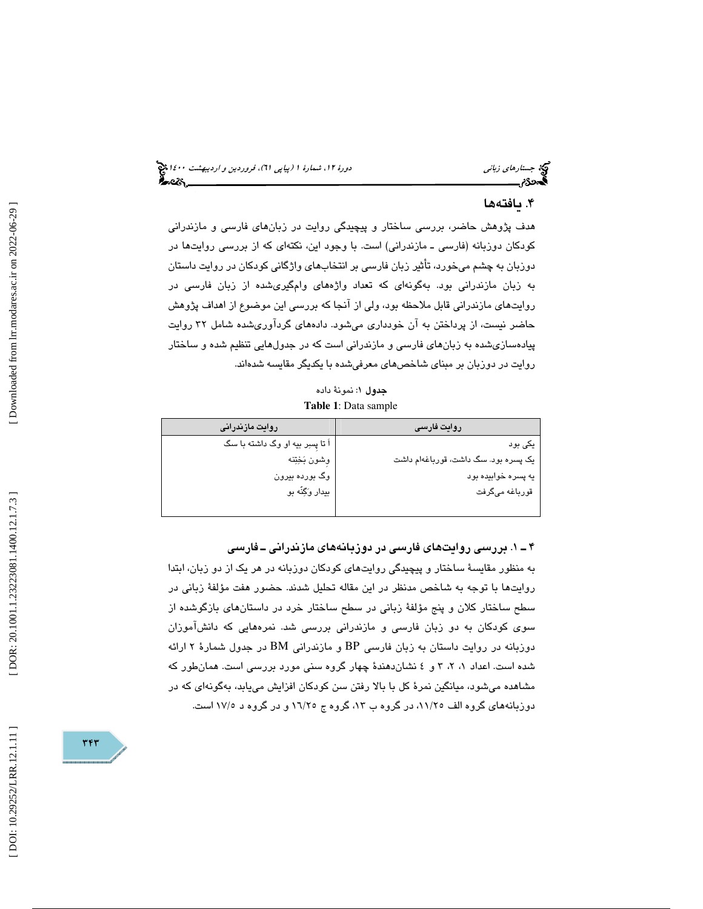## ۴. یافته‌ها

هدف پژوهش حاضر، بررسی ساختار و پیچیدگی روایت در زبان‌های فارسی و مازندرانی کودکان دوزبانه (فارسی ـ مازندرانی) است. با وجود این، نکته‌ای که از بررسی روایت‌ها در دوزبان به چشم می‌خورد، تأثیر زبان فارسی بر انتخاب‌های واژگانی کودکان در روایت داستان به زبان مازندرانی بود. به‌گونه‌ای که تعداد واژه‌های وام‌گیری‌شده از زبان فارسی در روایت‌های مازندرانی قابل ملاحظه بود، ولی از آنجا که بررسی این موضوع از اهداف پژوهش حاضر نیست، از پرداختن به آن خودداری می‌شود. داده‌های گردآوری‌شده شامل ۳۲ روایت پیاده‌سازی‌شده به زبان‌های فارسی و مازندرانی است که در جدول‌هایی تنظیم شده و ساختار روایت در دوزبان بر مبنای شاخص‌های معرفی‌شده با یکدیگر مقایسه شده‌اند.

**جدول ۱**: نمونهٔ داده

**Table 1**: Data sample

| روایت فارسی | روایت مازندرانی |
|---|---|
| یکی بود | اَ تا پسر بیه او وگ داشته با سگ |
| یک پسره بود. سگ داشت، قورباغه‌ام داشت | وِشون بَخِتِنه |
| یه پسره خوابیده بود | وگ بورده بیرون |
| قورباغه می‌گرفت | بیدار وَکِتّه بو |

### ۴ ـ ۱. بررسی روایت‌های فارسی در دوزبانه‌های مازندرانی ـ فارسی

به منظور مقایسهٔ ساختار و پیچیدگی روایت‌های کودکان دوزبانه در هر یک از دو زبان، ابتدا روایت‌ها با توجه به شاخص مدنظر در این مقاله تحلیل شدند. حضور هفت مؤلفهٔ زبانی در سطح ساختار کلان و پنج مؤلفهٔ زبانی در سطح ساختار خرد در داستان‌های بازگوشده از سوی کودکان به دو زبان فارسی و مازندرانی بررسی شد. نمره‌هایی که دانش‌آموزان دوزبانه در روایت داستان به زبان فارسی BP و مازندرانی BM در جدول شمارهٔ ۲ ارائه شده است. اعداد ۱، ۲، ۳ و ٤ نشان‌دهندهٔ چهار گروه سنی مورد بررسی است. همان‌طور که مشاهده می‌شود، میانگین نمرهٔ کل با بالا رفتن سن کودکان افزایش می‌یابد، به‌گونه‌ای که در دوزبانه‌های گروه الف ۱۱/۲۵، در گروه ب ۱۳، گروه ج ۱۶/۲۵ و در گروه د ۱۷/۵ است.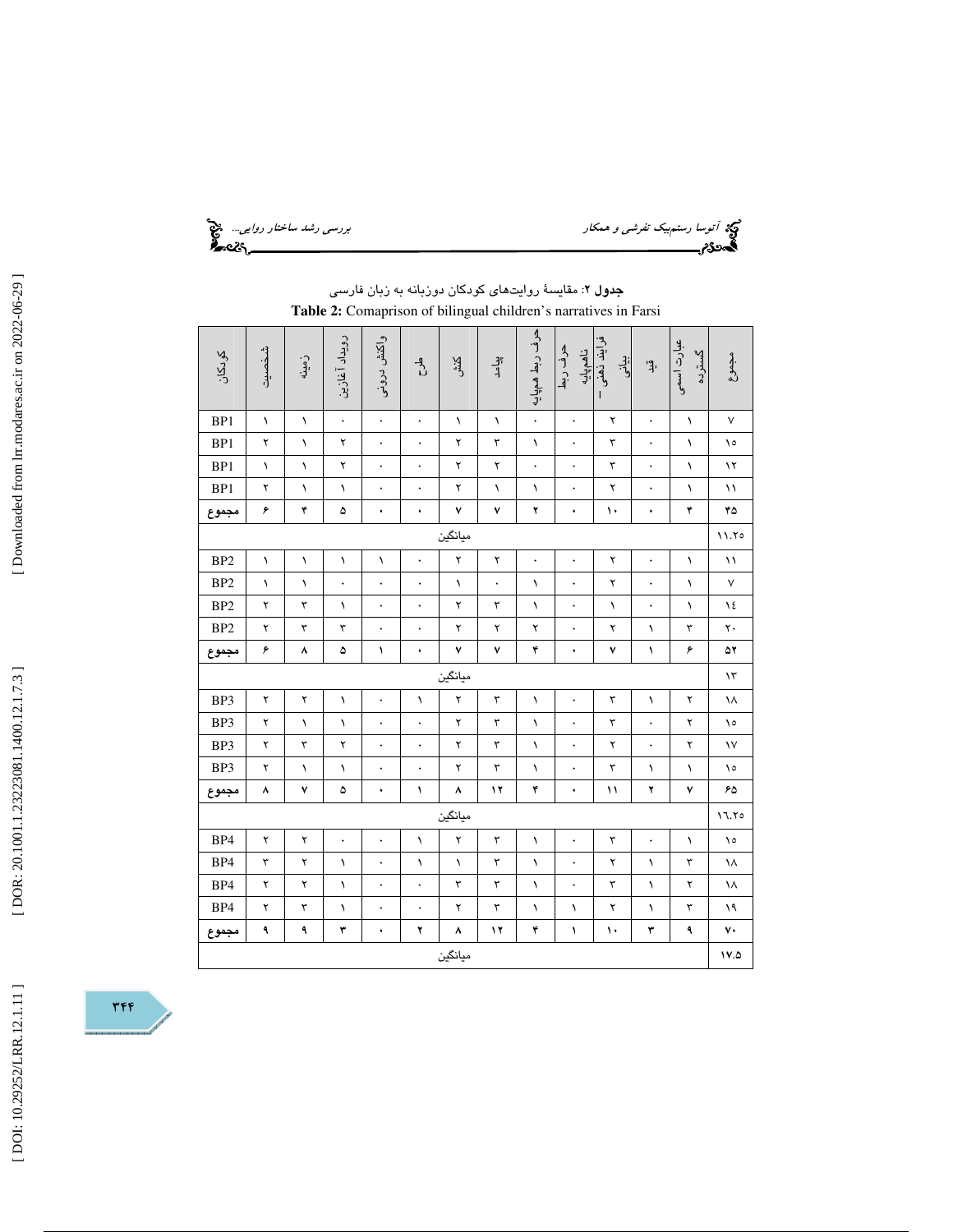**جدول ۲**: مقایسهٔ روایت‌های کودکان دوزبانه به زبان فارسی

**Table 2:** Comaprison of bilingual children's narratives in Farsi

| کودکان | شخصیت | زمینه | رویداد آغازین | واکنش درونی | طرح | کنش | پیامد | حرف ربط همپایه | حرف ربط ناهمپایه | فرایند ذهنی – بیانی | قید | عبارت اسمی گسترده | مجموع |
|---|---|---|---|---|---|---|---|---|---|---|---|---|---|
| BP1 | ۱ | ۱ | ۰ | ۰ | ۰ | ۱ | ۱ | ۰ | ۰ | ۲ | ۰ | ۱ | ۷ |
| BP1 | ۲ | ۱ | ۲ | ۰ | ۰ | ۲ | ۳ | ۱ | ۰ | ۳ | ۰ | ۱ | ۱۵ |
| BP1 | ۱ | ۱ | ۲ | ۰ | ۰ | ۲ | ۲ | ۰ | ۰ | ۳ | ۰ | ۱ | ۱۲ |
| BP1 | ۲ | ۱ | ۱ | ۰ | ۰ | ۲ | ۱ | ۱ | ۰ | ۲ | ۰ | ۱ | ۱۱ |
| **مجموع** | ۶ | ۴ | ۵ | ۰ | ۰ | ۷ | ۷ | ۲ | ۰ | ۱۰ | ۰ | ۴ | ۴۵ |
| میانگین | | | | | | | | | | | | | ۱۱.۲۵ |
| BP2 | ۱ | ۱ | ۱ | ۱ | ۰ | ۲ | ۲ | ۰ | ۰ | ۲ | ۰ | ۱ | ۱۱ |
| BP2 | ۱ | ۱ | ۰ | ۰ | ۰ | ۱ | ۰ | ۱ | ۰ | ۲ | ۰ | ۱ | ۷ |
| BP2 | ۲ | ۳ | ۱ | ۰ | ۰ | ۲ | ۳ | ۱ | ۰ | ۱ | ۰ | ۱ | ۱٤ |
| BP2 | ۲ | ۳ | ۳ | ۰ | ۰ | ۲ | ۲ | ۲ | ۰ | ۲ | ۱ | ۳ | ۲۰ |
| **مجموع** | ۶ | ۸ | ۵ | ۱ | ۰ | ۷ | ۷ | ۴ | ۰ | ۷ | ۱ | ۶ | ۵۲ |
| میانگین | | | | | | | | | | | | | ۱۳ |
| BP3 | ۲ | ۲ | ۱ | ۰ | ۱ | ۲ | ۳ | ۱ | ۰ | ۳ | ۱ | ۲ | ۱۸ |
| BP3 | ۲ | ۱ | ۱ | ۰ | ۰ | ۲ | ۳ | ۱ | ۰ | ۳ | ۰ | ۲ | ۱۵ |
| BP3 | ۲ | ۳ | ۲ | ۰ | ۰ | ۲ | ۳ | ۱ | ۰ | ۲ | ۰ | ۲ | ۱۷ |
| BP3 | ۲ | ۱ | ۱ | ۰ | ۰ | ۲ | ۳ | ۱ | ۰ | ۳ | ۱ | ۱ | ۱۵ |
| **مجموع** | ۸ | ۷ | ۵ | ۰ | ۱ | ۸ | ۱۲ | ۴ | ۰ | ۱۱ | ۲ | ۷ | ۶۵ |
| میانگین | | | | | | | | | | | | | ۱٦.۲۵ |
| BP4 | ۲ | ۲ | ۰ | ۰ | ۱ | ۲ | ۳ | ۱ | ۰ | ۳ | ۰ | ۱ | ۱۵ |
| BP4 | ۳ | ۲ | ۱ | ۰ | ۱ | ۱ | ۳ | ۱ | ۰ | ۲ | ۱ | ۳ | ۱۸ |
| BP4 | ۲ | ۲ | ۱ | ۰ | ۰ | ۳ | ۳ | ۱ | ۰ | ۳ | ۱ | ۲ | ۱۸ |
| BP4 | ۲ | ۳ | ۱ | ۰ | ۰ | ۲ | ۳ | ۱ | ۱ | ۲ | ۱ | ۳ | ۱۹ |
| **مجموع** | ۹ | ۹ | ۳ | ۰ | ۲ | ۸ | ۱۲ | ۴ | ۱ | ۱۰ | ۳ | ۹ | ۷۰ |
| میانگین | | | | | | | | | | | | | ۱۷.۵ |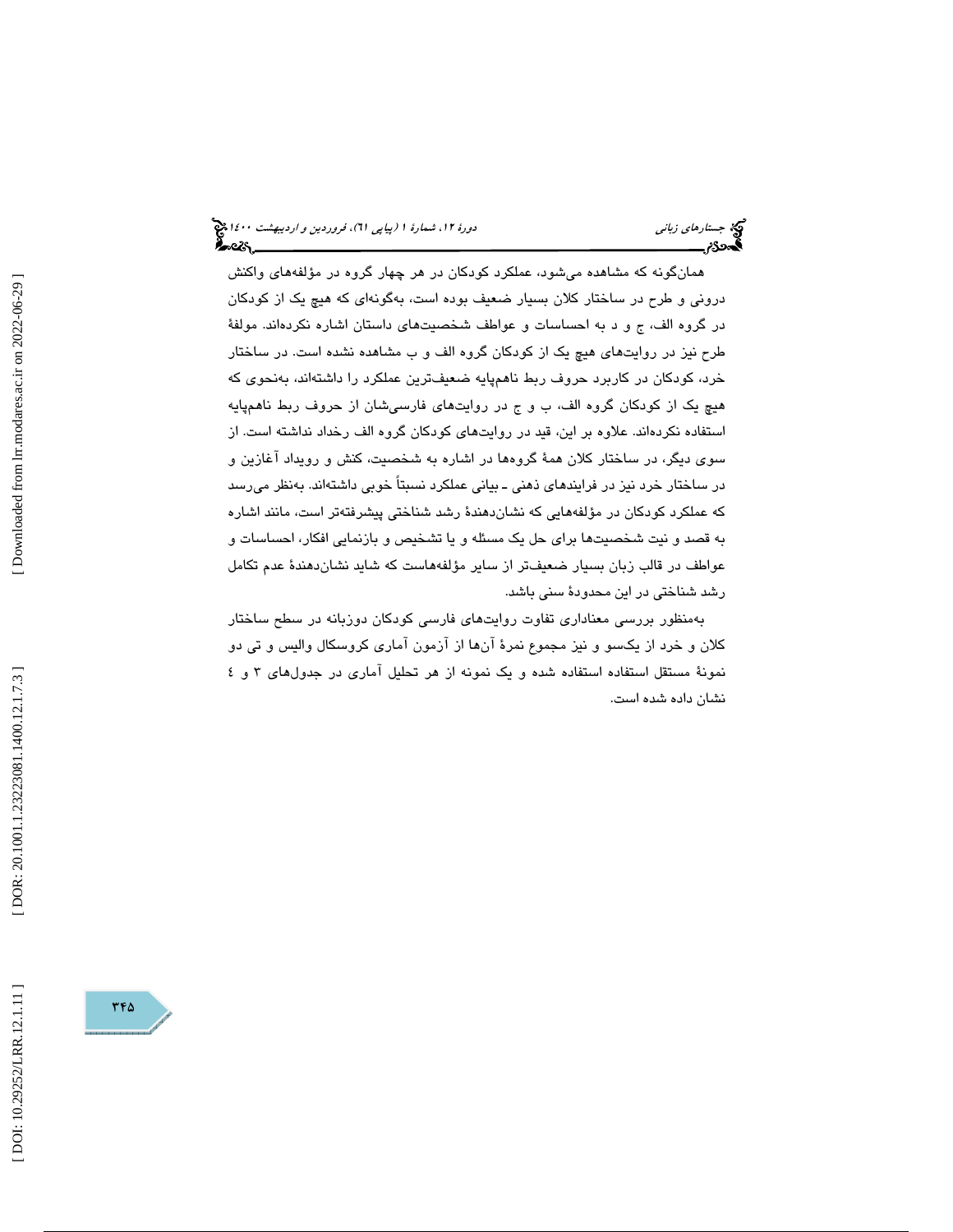همان‌گونه که مشاهده می‌شود، عملکرد کودکان در هر چهار گروه در مؤلفه‌های واکنش درونی و طرح در ساختار کلان بسیار ضعیف بوده است، به‌گونه‌ای که هیچ یک از کودکان در گروه الف، ج و د به احساسات و عواطف شخصیت‌های داستان اشاره نکرده‌اند. مولفهٔ طرح نیز در روایت‌های هیچ یک از کودکان گروه الف و ب مشاهده نشده است. در ساختار خرد، کودکان در کاربرد حروف ربط ناهم‌پایه ضعیف‌ترین عملکرد را داشته‌اند، به‌نحوی که هیچ یک از کودکان گروه الف، ب و ج در روایت‌های فارسی‌شان از حروف ربط ناهم‌پایه استفاده نکرده‌اند. علاوه بر این، قید در روایت‌های کودکان گروه الف رخداد نداشته است. از سوی دیگر، در ساختار کلان همهٔ گروه‌ها در اشاره به شخصیت، کنش و رویداد آغازین و در ساختار خرد نیز در فرایندهای ذهنی ـ بیانی عملکرد نسبتاً خوبی داشته‌اند. به‌نظر می‌رسد که عملکرد کودکان در مؤلفه‌هایی که نشان‌دهندهٔ رشد شناختی پیشرفته‌تر است، مانند اشاره به قصد و نیت شخصیت‌ها برای حل یک مسئله و یا تشخیص و بازنمایی افکار، احساسات و عواطف در قالب زبان بسیار ضعیف‌تر از سایر مؤلفه‌هاست که شاید نشان‌دهندهٔ عدم تکامل رشد شناختی در این محدودهٔ سنی باشد.

به‌منظور بررسی معناداری تفاوت روایت‌های فارسی کودکان دوزبانه در سطح ساختار کلان و خرد از یک‌سو و نیز مجموع نمرهٔ آن‌ها از آزمون آماری کروسکال والیس و تی دو نمونهٔ مستقل استفاده استفاده شده و یک نمونه از هر تحلیل آماری در جدول‌های ۳ و ٤ نشان داده شده است.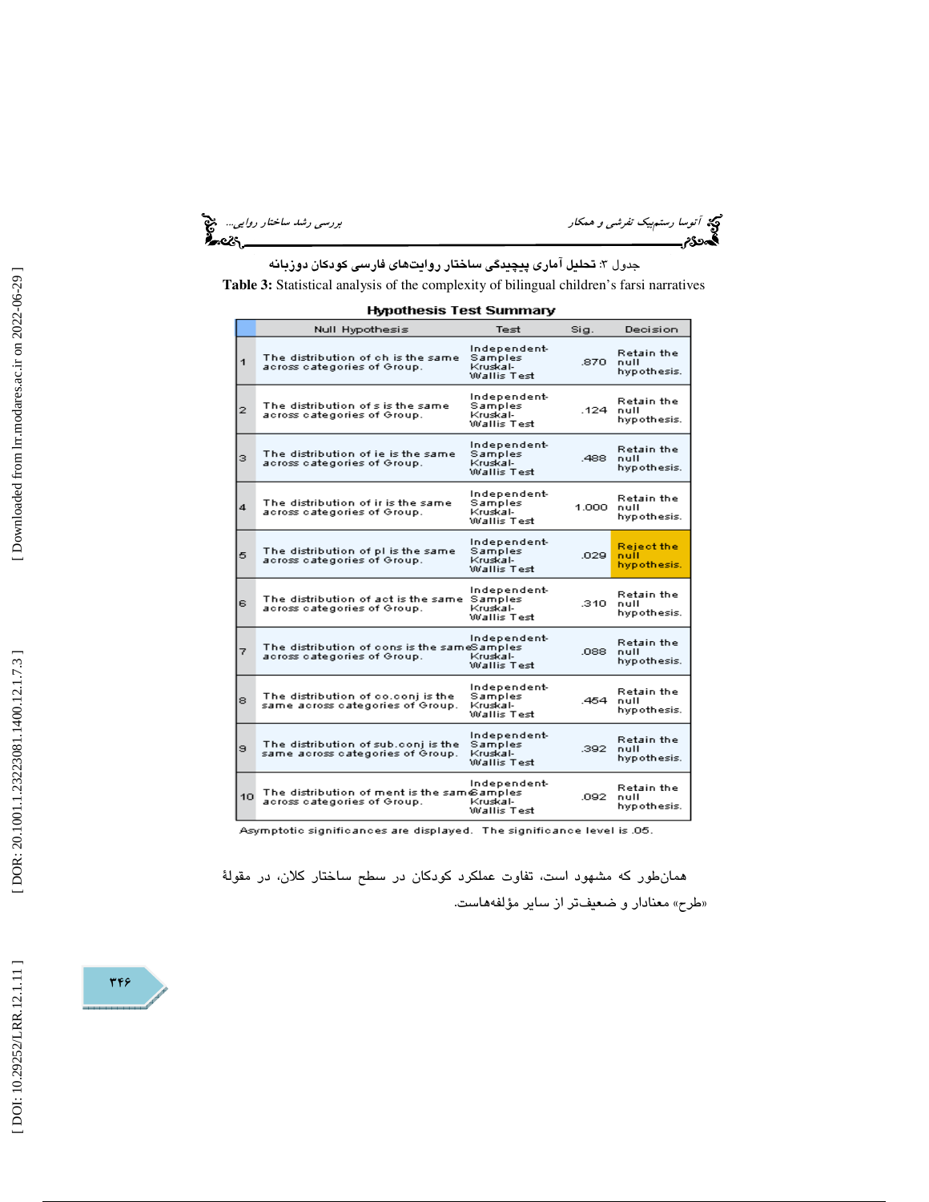جدول ۳: **تحلیل آماری پیچیدگی ساختار روایت‌های فارسی کودکان دوزبانه**

**Table 3:** Statistical analysis of the complexity of bilingual children's farsi narratives

**Hypothesis Test Summary**

| | Null Hypothesis | Test | Sig. | Decision |
|---|---|---|---|---|
| 1 | The distribution of ch is the same across categories of Group. | Independent-Samples Kruskal-Wallis Test | .870 | Retain the null hypothesis. |
| 2 | The distribution of s is the same across categories of Group. | Independent-Samples Kruskal-Wallis Test | .124 | Retain the null hypothesis. |
| 3 | The distribution of ie is the same across categories of Group. | Independent-Samples Kruskal-Wallis Test | .488 | Retain the null hypothesis. |
| 4 | The distribution of ir is the same across categories of Group. | Independent-Samples Kruskal-Wallis Test | 1.000 | Retain the null hypothesis. |
| 5 | The distribution of pl is the same across categories of Group. | Independent-Samples Kruskal-Wallis Test | .029 | Reject the null hypothesis. |
| 6 | The distribution of act is the same across categories of Group. | Independent-Samples Kruskal-Wallis Test | .310 | Retain the null hypothesis. |
| 7 | The distribution of cons is the same across categories of Group. | Independent-Samples Kruskal-Wallis Test | .088 | Retain the null hypothesis. |
| 8 | The distribution of co.conj is the same across categories of Group. | Independent-Samples Kruskal-Wallis Test | .454 | Retain the null hypothesis. |
| 9 | The distribution of sub.conj is the same across categories of Group. | Independent-Samples Kruskal-Wallis Test | .392 | Retain the null hypothesis. |
| 10 | The distribution of ment is the same across categories of Group. | Independent-Samples Kruskal-Wallis Test | .092 | Retain the null hypothesis. |

Asymptotic significances are displayed. The significance level is .05.

همان‌طور که مشهود است، تفاوت عملکرد کودکان در سطح ساختار کلان، در مقولهٔ «طرح» معنادار و ضعیف‌تر از سایر مؤلفه‌هاست.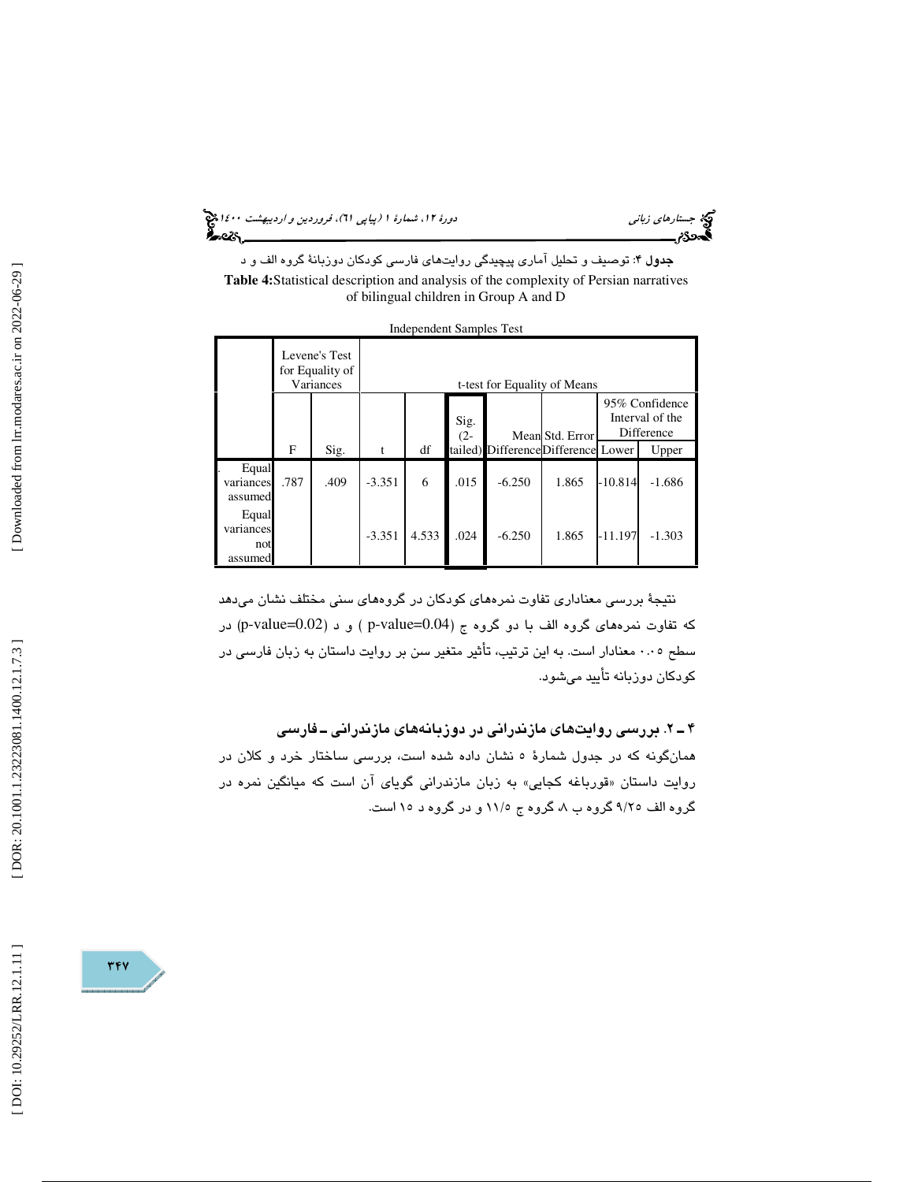**جدول ۴**: توصیف و تحلیل آماری پیچیدگی روایت‌های فارسی کودکان دوزبانهٔ گروه الف و د

**Table 4:**Statistical description and analysis of the complexity of Persian narratives of bilingual children in Group A and D

Independent Samples Test

| | Levene's Test for Equality of Variances | | t-test for Equality of Means | | | | | | |
|---|---|---|---|---|---|---|---|---|---|
| | | | | | | | | 95% Confidence Interval of the Difference | |
| | F | Sig. | t | df | Sig. (2-tailed) | Mean Difference | Std. Error Difference | Lower | Upper |
| Equal variances assumed | .787 | .409 | -3.351 | 6 | .015 | -6.250 | 1.865 | -10.814 | -1.686 |
| Equal variances not assumed | | | -3.351 | 4.533 | .024 | -6.250 | 1.865 | -11.197 | -1.303 |

نتیجهٔ بررسی معناداری تفاوت نمره‌های کودکان در گروه‌های سنی مختلف نشان می‌دهد که تفاوت نمره‌های گروه الف با دو گروه ج (p-value=0.04 ) و د (p-value=0.02) در سطح ۰.۰۵ معنادار است. به این ترتیب، تأثیر متغیر سن بر روایت داستان به زبان فارسی در کودکان دوزبانه تأیید می‌شود.

### ۴ ـ ۲. بررسی روایت‌های مازندرانی در دوزبانه‌های مازندرانی ـ فارسی

همان‌گونه که در جدول شمارهٔ ۵ نشان داده شده است، بررسی ساختار خرد و کلان در روایت داستان «قورباغه کجایی» به زبان مازندرانی گویای آن است که میانگین نمره در گروه الف ۹/۲۵ گروه ب ۸، گروه ج ۱۱/۵ و در گروه د ۱۵ است.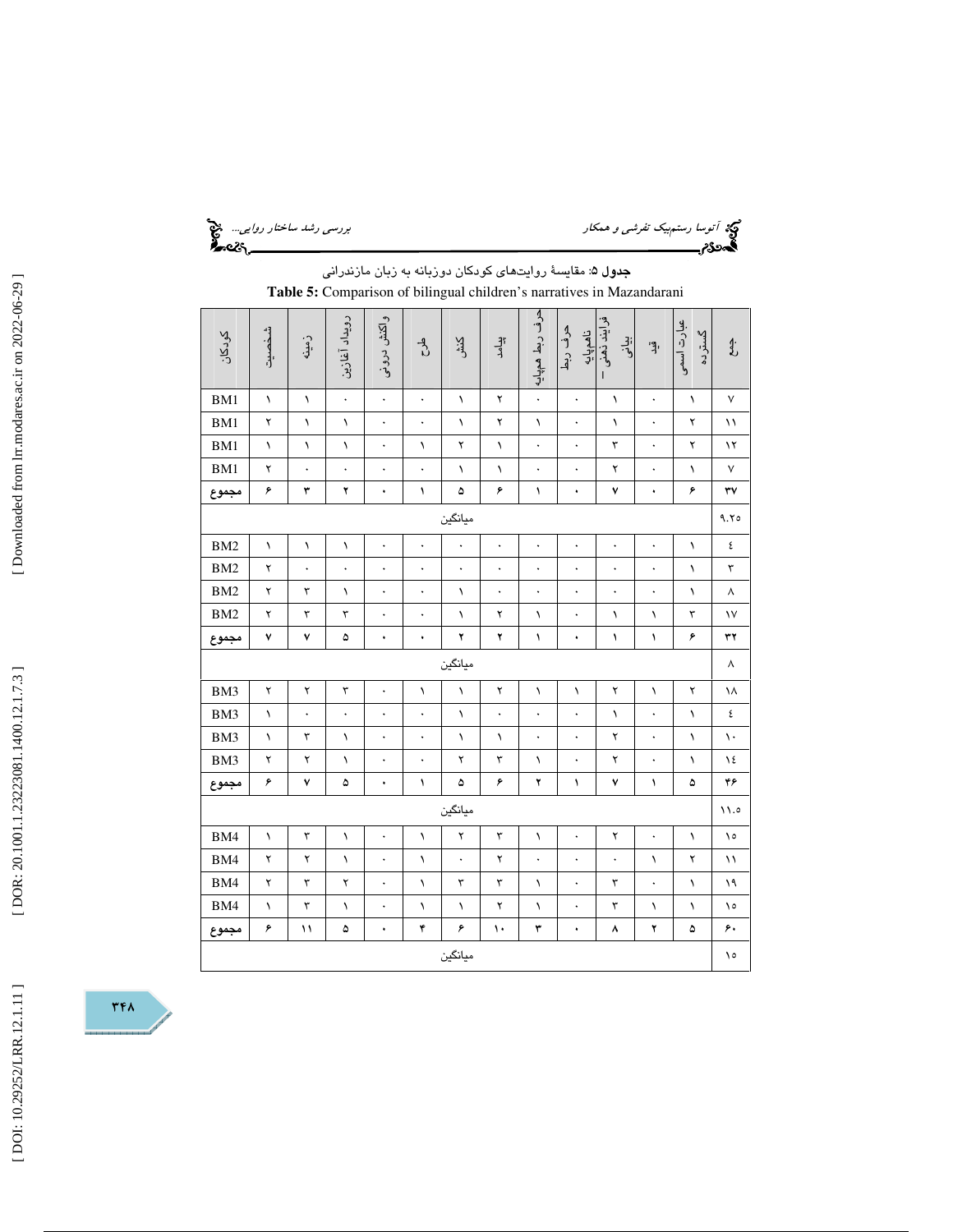**جدول ۵:** مقایسهٔ روایت‌های کودکان دوزبانه به زبان مازندرانی

**Table 5:** Comparison of bilingual children's narratives in Mazandarani

| کودکان | شخصیت | زمینه | رویداد آغازین | واکنش درونی | طرح | کنش | پیامد | حرف ربط همپایه | حرف ربط ناهمپایه | فرایند ذهنی – بیانی | قید | عبارت اسمی گسترده | جمع |
|---|---|---|---|---|---|---|---|---|---|---|---|---|---|
| BM1 | ۱ | ۱ | ۰ | ۰ | ۰ | ۱ | ۲ | ۰ | ۰ | ۱ | ۰ | ۱ | ۷ |
| BM1 | ۲ | ۱ | ۱ | ۰ | ۰ | ۱ | ۲ | ۱ | ۰ | ۱ | ۰ | ۲ | ۱۱ |
| BM1 | ۱ | ۱ | ۱ | ۰ | ۱ | ۲ | ۱ | ۰ | ۰ | ۳ | ۰ | ۲ | ۱۲ |
| BM1 | ۲ | ۰ | ۰ | ۰ | ۰ | ۱ | ۱ | ۰ | ۰ | ۲ | ۰ | ۱ | ۷ |
| **مجموع** | **۶** | **۳** | **۲** | **۰** | **۱** | **۵** | **۶** | **۱** | **۰** | **۷** | **۰** | **۶** | **۳۷** |
| میانگین | | | | | | | | | | | | | ۹.۲۵ |
| BM2 | ۱ | ۱ | ۱ | ۰ | ۰ | ۰ | ۰ | ۰ | ۰ | ۰ | ۰ | ۱ | ٤ |
| BM2 | ۲ | ۰ | ۰ | ۰ | ۰ | ۰ | ۰ | ۰ | ۰ | ۰ | ۰ | ۱ | ۳ |
| BM2 | ۲ | ۳ | ۱ | ۰ | ۰ | ۱ | ۰ | ۰ | ۰ | ۰ | ۰ | ۱ | ۸ |
| BM2 | ۲ | ۳ | ۳ | ۰ | ۰ | ۱ | ۲ | ۱ | ۰ | ۱ | ۱ | ۳ | ۱۷ |
| **مجموع** | **۷** | **۷** | **۵** | **۰** | **۰** | **۲** | **۲** | **۱** | **۰** | **۱** | **۱** | **۶** | **۳۲** |
| میانگین | | | | | | | | | | | | | ۸ |
| BM3 | ۲ | ۲ | ۳ | ۰ | ۱ | ۱ | ۲ | ۱ | ۱ | ۲ | ۱ | ۲ | ۱۸ |
| BM3 | ۱ | ۰ | ۰ | ۰ | ۰ | ۱ | ۰ | ۰ | ۰ | ۱ | ۰ | ۱ | ٤ |
| BM3 | ۱ | ۳ | ۱ | ۰ | ۰ | ۱ | ۱ | ۰ | ۰ | ۲ | ۰ | ۱ | ۱۰ |
| BM3 | ۲ | ۲ | ۱ | ۰ | ۰ | ۲ | ۳ | ۱ | ۰ | ۲ | ۰ | ۱ | ۱٤ |
| **مجموع** | **۶** | **۷** | **۵** | **۰** | **۱** | **۵** | **۶** | **۲** | **۱** | **۷** | **۱** | **۵** | **۴۶** |
| میانگین | | | | | | | | | | | | | ۱۱.٥ |
| BM4 | ۱ | ۳ | ۱ | ۰ | ۱ | ۲ | ۳ | ۱ | ۰ | ۲ | ۰ | ۱ | ۱٥ |
| BM4 | ۲ | ۲ | ۱ | ۰ | ۱ | ۰ | ۲ | ۰ | ۰ | ۰ | ۱ | ۲ | ۱۱ |
| BM4 | ۲ | ۳ | ۲ | ۰ | ۱ | ۳ | ۳ | ۱ | ۰ | ۳ | ۰ | ۱ | ۱۹ |
| BM4 | ۱ | ۳ | ۱ | ۰ | ۱ | ۱ | ۲ | ۱ | ۰ | ۳ | ۱ | ۱ | ۱٥ |
| **مجموع** | **۶** | **۱۱** | **۵** | **۰** | **۴** | **۶** | **۱۰** | **۳** | **۰** | **۸** | **۲** | **۵** | **۶۰** |
| میانگین | | | | | | | | | | | | | ۱٥ |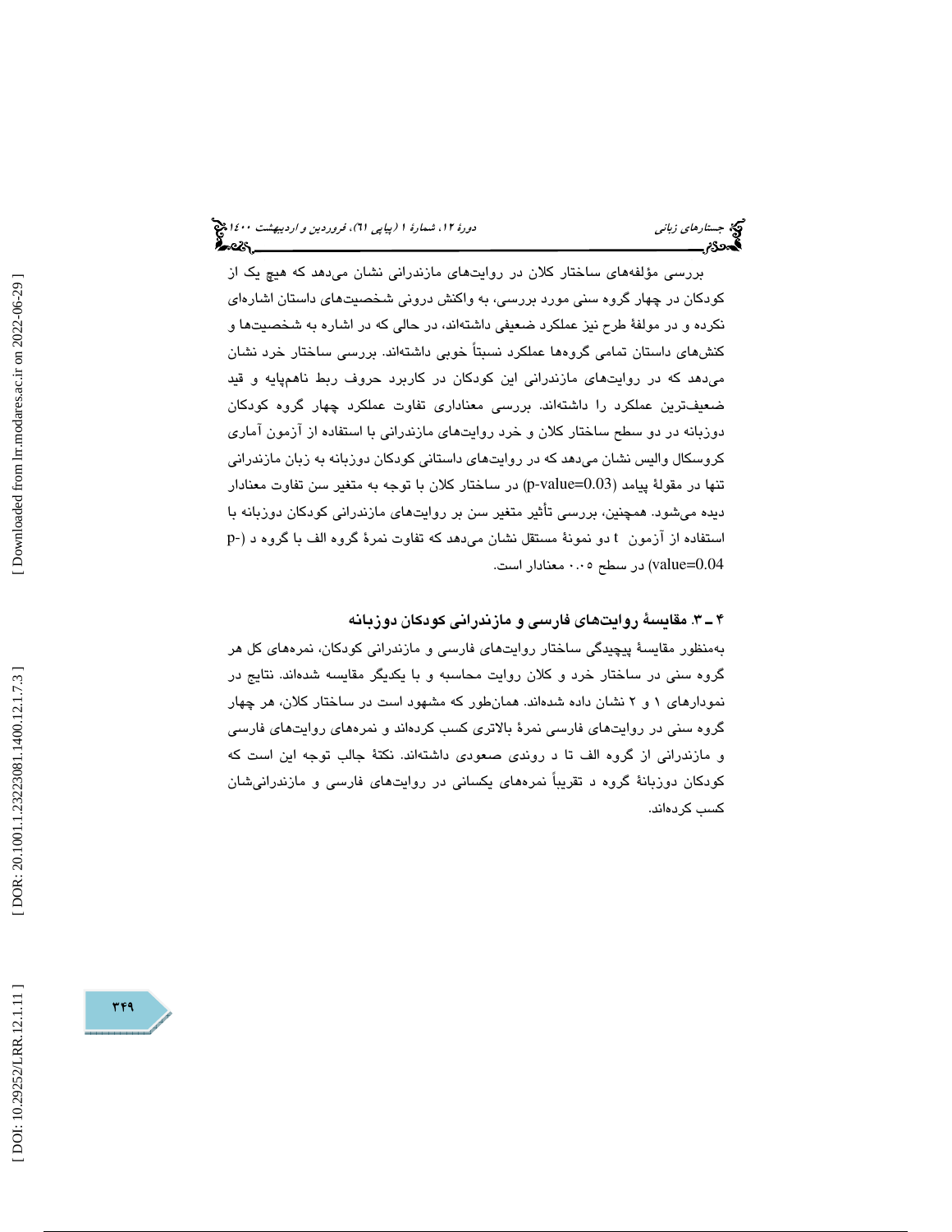بررسی مؤلفه‌های ساختار کلان در روایت‌های مازندرانی نشان می‌دهد که هیچ یک از کودکان در چهار گروه سنی مورد بررسی، به واکنش درونی شخصیت‌های داستان اشاره‌ای نکرده و در مولفهٔ طرح نیز عملکرد ضعیفی داشته‌اند، در حالی که در اشاره به شخصیت‌ها و کنش‌های داستان تمامی گروه‌ها عملکرد نسبتاً خوبی داشته‌اند. بررسی ساختار خرد نشان می‌دهد که در روایت‌های مازندرانی این کودکان در کاربرد حروف ربط ناهم‌پایه و قید ضعیف‌ترین عملکرد را داشته‌اند. بررسی معناداری تفاوت عملکرد چهار گروه کودکان دوزبانه در دو سطح ساختار کلان و خرد روایت‌های مازندرانی با استفاده از آزمون آماری کروسکال والیس نشان می‌دهد که در روایت‌های داستانی کودکان دوزبانه به زبان مازندرانی تنها در مقولهٔ پیامد (p-value=0.03) در ساختار کلان با توجه به متغیر سن تفاوت معنادار دیده می‌شود. همچنین، بررسی تأثیر متغیر سن بر روایت‌های مازندرانی کودکان دوزبانه با استفاده از آزمون t دو نمونهٔ مستقل نشان می‌دهد که تفاوت نمرهٔ گروه الف با گروه د (p-value=0.04) در سطح ۰.۰۵ معنادار است.

### ۴ ـ ۳. مقایسهٔ روایت‌های فارسی و مازندرانی کودکان دوزبانه

به‌منظور مقایسهٔ پیچیدگی ساختار روایت‌های فارسی و مازندرانی کودکان، نمره‌های کل هر گروه سنی در ساختار خرد و کلان روایت محاسبه و با یکدیگر مقایسه شده‌اند. نتایج در نمودارهای ۱ و ۲ نشان داده شده‌اند. همان‌طور که مشهود است در ساختار کلان، هر چهار گروه سنی در روایت‌های فارسی نمرهٔ بالاتری کسب کرده‌اند و نمره‌های روایت‌های فارسی و مازندرانی از گروه الف تا د روندی صعودی داشته‌اند. نکتهٔ جالب توجه این است که کودکان دوزبانهٔ گروه د تقریباً نمره‌های یکسانی در روایت‌های فارسی و مازندرانی‌شان کسب کرده‌اند.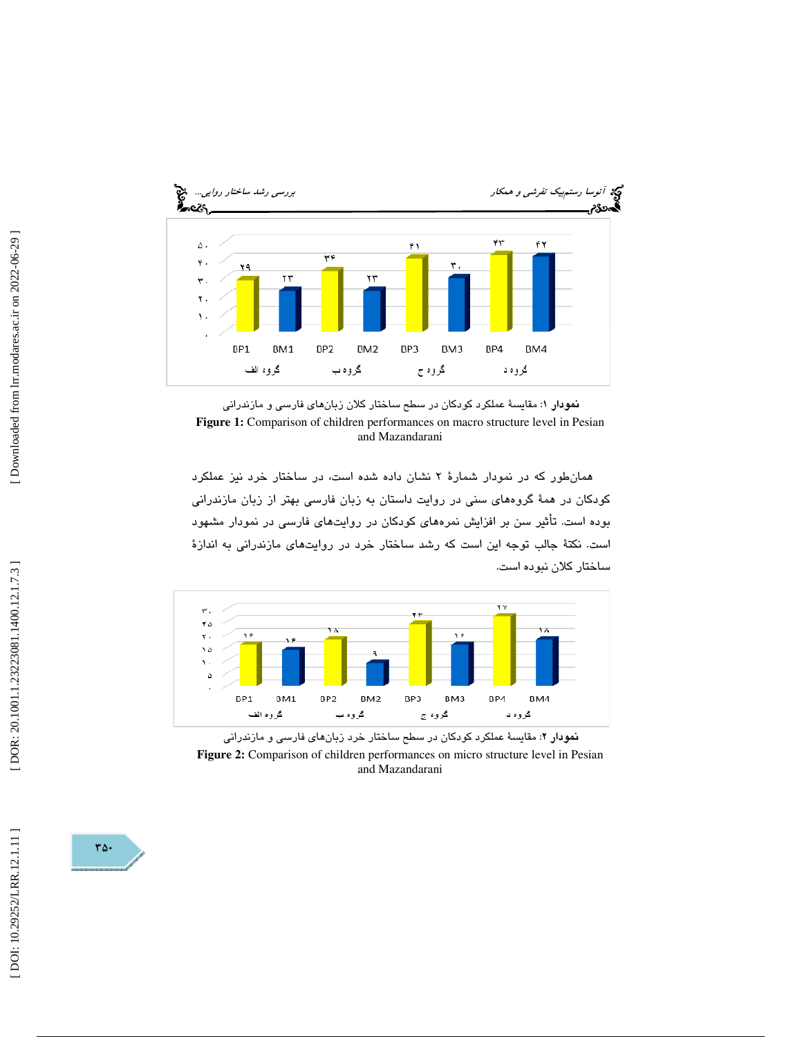**نمودار ۱**: مقایسهٔ عملکرد کودکان در سطح ساختار کلان زبان‌های فارسی و مازندرانی

**Figure 1:** Comparison of children performances on macro structure level in Pesian and Mazandarani

همان‌طور که در نمودار شمارهٔ ۲ نشان داده شده است، در ساختار خرد نیز عملکرد کودکان در همهٔ گروه‌های سنی در روایت داستان به زبان فارسی بهتر از زبان مازندرانی بوده است. تأثیر سن بر افزایش نمره‌های کودکان در روایت‌های فارسی در نمودار مشهود است. نکتهٔ جالب توجه این است که رشد ساختار خرد در روایت‌های مازندرانی به اندازهٔ ساختار کلان نبوده است.

**نمودار ۲**: مقایسهٔ عملکرد کودکان در سطح ساختار خرد زبان‌های فارسی و مازندرانی

**Figure 2:** Comparison of children performances on micro structure level in Pesian and Mazandarani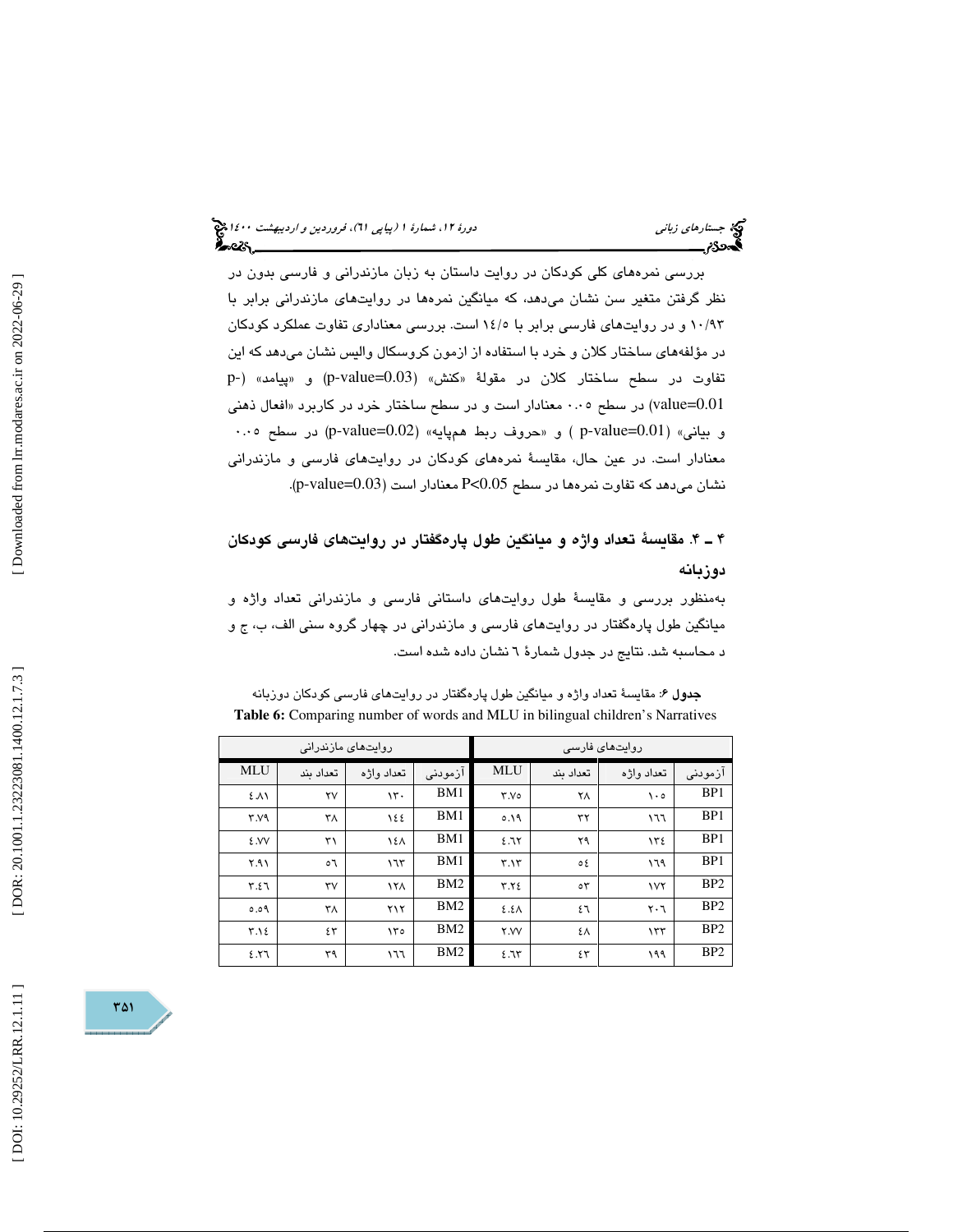بررسی نمره‌های کلی کودکان در روایت داستان به زبان مازندرانی و فارسی بدون در نظر گرفتن متغیر سن نشان می‌دهد، که میانگین نمره‌ها در روایت‌های مازندرانی برابر با ۱۰/۹۳ و در روایت‌های فارسی برابر با ۱٤/۵ است. بررسی معناداری تفاوت عملکرد کودکان در مؤلفه‌های ساختار کلان و خرد با استفاده از ازمون کروسکال والیس نشان می‌دهد که این تفاوت در سطح ساختار کلان در مقولهٔ «کنش» (p-value=0.03) و «پیامد» (p-value=0.01) در سطح ۰.۰۵ معنادار است و در سطح ساختار خرد در کاربرد «افعال ذهنی و بیانی» (p-value=0.01 ) و «حروف ربط هم‌پایه» (p-value=0.02) در سطح ۰.۰۵ معنادار است. در عین حال، مقایسهٔ نمره‌های کودکان در روایت‌های فارسی و مازندرانی نشان می‌دهد که تفاوت نمره‌ها در سطح $P<0.05$ معنادار است (p-value=0.03).

## ۴ ـ ۴. مقایسهٔ تعداد واژه و میانگین طول پاره‌گفتار در روایت‌های فارسی کودکان دوزبانه

به‌منظور بررسی و مقایسهٔ طول روایت‌های داستانی فارسی و مازندرانی تعداد واژه و میانگین طول پاره‌گفتار در روایت‌های فارسی و مازندرانی در چهار گروه سنی الف، ب، ج و د محاسبه شد. نتایج در جدول شمارهٔ ٦ نشان داده شده است.

**جدول ۶:** مقایسهٔ تعداد واژه و میانگین طول پاره‌گفتار در روایت‌های فارسی کودکان دوزبانه

**Table 6:** Comparing number of words and MLU in bilingual children's Narratives

| روایت‌های فارسی | | | | روایت‌های مازندرانی | | | |
|---|---|---|---|---|---|---|---|
| آزمودنی | تعداد واژه | تعداد بند | MLU | آزمودنی | تعداد واژه | تعداد بند | MLU |
| BP1 | ۱۰۵ | ۲۸ | ۳.۷۵ | BM1 | ۱۳۰ | ۲۷ | ٤.۸۱ |
| BP1 | ١٦٦ | ۳۲ | ۵.۱۹ | BM1 | ١٤٤ | ۳۸ | ۳.۷۹ |
| BP1 | ١٣٤ | ۲۹ | ٤.٦٢ | BM1 | ١٤٨ | ۳۱ | ٤.۷۷ |
| BP1 | ١٦٩ | ٥٤ | ۳.۱۳ | BM1 | ١٦٣ | ٥٦ | ۲.۹۱ |
| BP2 | ۱۷۲ | ٥۳ | ۳.۲٤ | BM2 | ۱۲۸ | ۳۷ | ۳.٤٦ |
| BP2 | ۲۰٦ | ٤٦ | ٤.٤٨ | BM2 | ۲۱۲ | ۳۸ | ۵.۵۹ |
| BP2 | ۱۳۳ | ٤٨ | ۲.۷۷ | BM2 | ۱۳۵ | ٤۳ | ۳.۱٤ |
| BP2 | ۱۹۹ | ٤۳ | ٤.٦۳ | BM2 | ١٦٦ | ۳۹ | ٤.۲٦ |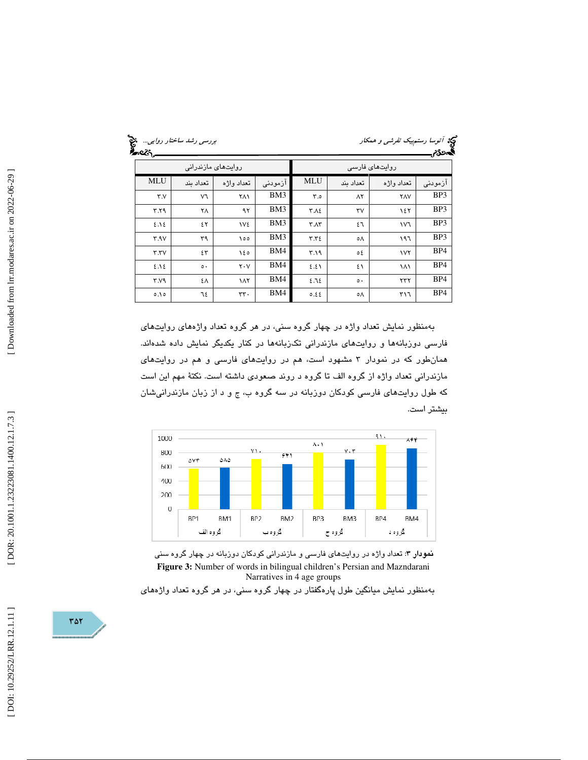| روایت‌های فارسی | | | | روایت‌های مازندرانی | | | |
|---|---|---|---|---|---|---|---|
| آزمودنی | تعداد واژه | تعداد بند | MLU | آزمودنی | تعداد واژه | تعداد بند | MLU |
| BP3 | ۲۸۷ | ۸۲ | ۳.۵ | BM3 | ۲۸۱ | ۷۶ | ۳.۷ |
| BP3 | ۱۴۲ | ۳۷ | ۳.۸۴ | BM3 | ۹۲ | ۲۸ | ۳.۲۹ |
| BP3 | ۱۷۶ | ۴۶ | ۳.۸۳ | BM3 | ۱۷۴ | ۴۲ | ۴.۱۴ |
| BP3 | ۱۹۶ | ۵۸ | ۳.۳۴ | BM3 | ۱۵۵ | ۳۹ | ۳.۹۷ |
| BP4 | ۱۷۲ | ۵۴ | ۳.۱۹ | BM4 | ۱۴۵ | ۴۳ | ۳.۳۷ |
| BP4 | ۱۸۱ | ۴۱ | ۴.۴۱ | BM4 | ۲۰۷ | ۵۰ | ۴.۱۴ |
| BP4 | ۲۳۲ | ۵۰ | ۴.۶۴ | BM4 | ۱۸۲ | ۴۸ | ۳.۷۹ |
| BP4 | ۳۱۶ | ۵۸ | ۵.۴۴ | BM4 | ۳۳۰ | ۶۴ | ۵.۱۵ |

به‌منظور نمایش تعداد واژه در چهار گروه سنی، در هر گروه تعداد واژه‌های روایت‌های فارسی دوزبانه‌ها و روایت‌های مازندرانی تک‌زبانه‌ها در کنار یکدیگر نمایش داده شده‌اند. همان‌طور که در نمودار ۳ مشهود است، هم در روایت‌های فارسی و هم در روایت‌های مازندرانی تعداد واژه از گروه الف تا گروه د روند صعودی داشته است. نکتهٔ مهم این است که طول روایت‌های فارسی کودکان دوزبانه در سه گروه ب، ج و د از زبان مازندرانی‌شان بیشتر است.

| | گروه الف | | گروه ب | | گروه ج | | گروه د | |
|---|---|---|---|---|---|---|---|---|
| | BP1 | BM1 | BP2 | BM2 | BP3 | BM3 | BP4 | BM4 |
| تعداد واژه | ۵۷۴ | ۵۸۵ | ۷۱۰ | ۶۴۱ | ۸۰۱ | ۷۰۳ | ۹۱۰ | ۸۶۴ |

**نمودار ۳**: تعداد واژه در روایت‌های فارسی و مازندرانی کودکان دوزبانه در چهار گروه سنی

**Figure 3:** Number of words in bilingual children's Persian and Mazndarani Narratives in 4 age groups

به‌منظور نمایش میانگین طول پاره‌گفتار در چهار گروه سنی، در هر گروه تعداد واژه‌های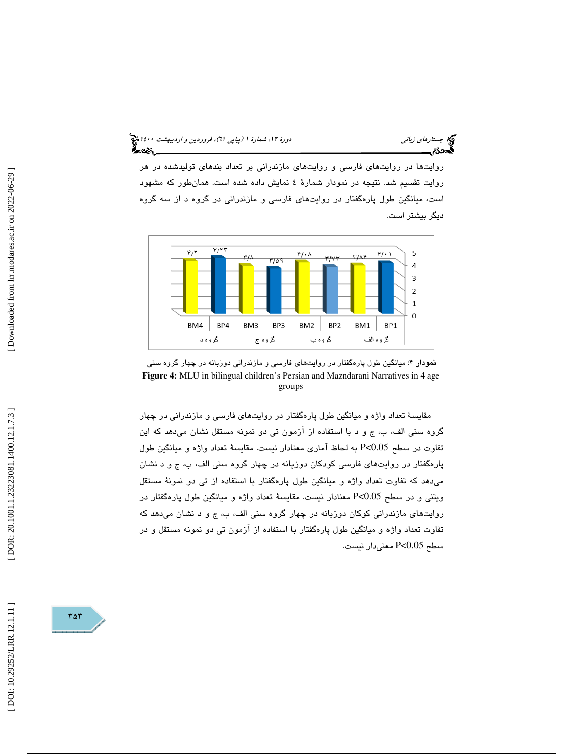روایت‌ها در روایت‌های فارسی و روایت‌های مازندرانی بر تعداد بندهای تولیدشده در هر روایت تقسیم شد. نتیجه در نمودار شمارهٔ ٤ نمایش داده شده است. همان‌طور که مشهود است، میانگین طول پاره‌گفتار در روایت‌های فارسی و مازندرانی در گروه د از سه گروه دیگر بیشتر است.

| | گروه د | | گروه ج | | گروه ب | | گروه الف | |
|---|---|---|---|---|---|---|---|---|
| | BM4 | BP4 | BM3 | BP3 | BM2 | BP2 | BM1 | BP1 |
| میانگین طول پاره‌گفتار | ۴/۲ | ۴/۴۳ | ۳/۸ | ۳/۵۹ | ۴/۰۸ | ۳/۷۳ | ۳/۸۴ | ۴/۰۱ |

**نمودار ۴**: میانگین طول پاره‌گفتار در روایت‌های فارسی و مازندرانی دوزبانه در چهار گروه سنی

**Figure 4:** MLU in bilingual children's Persian and Mazndarani Narratives in 4 age groups

مقایسهٔ تعداد واژه و میانگین طول پاره‌گفتار در روایت‌های فارسی و مازندرانی در چهار گروه سنی الف، ب، ج و د با استفاده از آزمون تی دو نمونه مستقل نشان می‌دهد که این تفاوت در سطح $P<0.05$ به لحاظ آماری معنادار نیست. مقایسهٔ تعداد واژه و میانگین طول پاره‌گفتار در روایت‌های فارسی کودکان دوزبانه در چهار گروه سنی الف، ب، ج و د نشان می‌دهد که تفاوت تعداد واژه و میانگین طول پاره‌گفتار با استفاده از تی دو نمونهٔ مستقل ویتنی و در سطح $P<0.05$ معنادار نیست. مقایسهٔ تعداد واژه و میانگین طول پاره‌گفتار در روایت‌های مازندرانی کوکان دوزبانه در چهار گروه سنی الف، ب، ج و د نشان می‌دهد که تفاوت تعداد واژه و میانگین طول پاره‌گفتار با استفاده از آزمون تی دو نمونه مستقل و در سطح $P<0.05$ معنی‌دار نیست.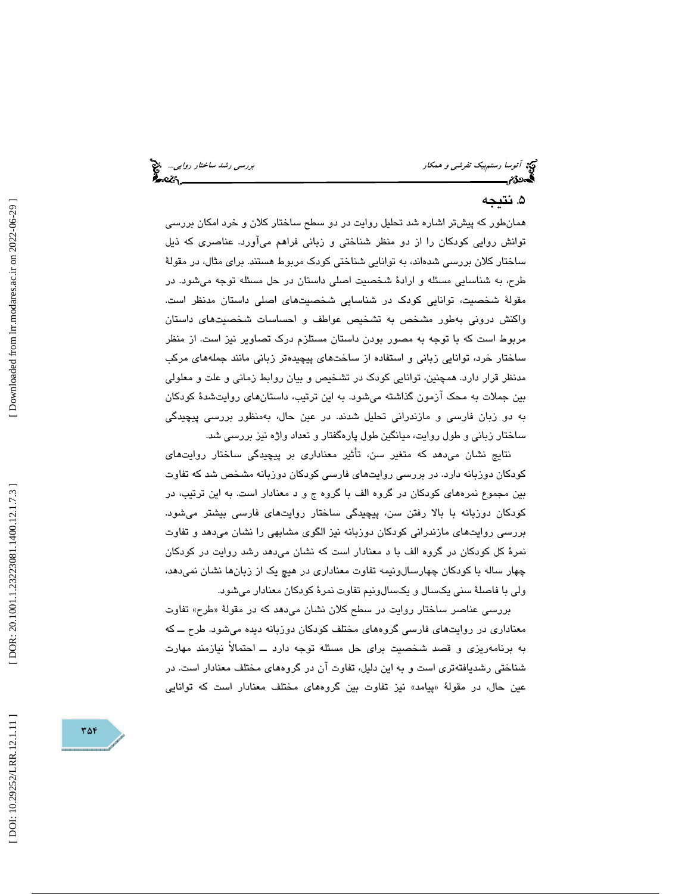## ۵. نتیجه

همان‌طور که پیش‌تر اشاره شد تحلیل روایت در دو سطح ساختار کلان و خرد امکان بررسی توانش روایی کودکان را از دو منظر شناختی و زبانی فراهم می‌آورد. عناصری که ذیل ساختار کلان بررسی شده‌اند، به توانایی شناختی کودک مربوط هستند. برای مثال، در مقولهٔ طرح، به شناسایی مسئله و ارادهٔ شخصیت اصلی داستان در حل مسئله توجه می‌شود. در مقولهٔ شخصیت، توانایی کودک در شناسایی شخصیت‌های اصلی داستان مدنظر است. واکنش درونی به‌طور مشخص به تشخیص عواطف و احساسات شخصیت‌های داستان مربوط است که با توجه به مصور بودن داستان مستلزم درک تصاویر نیز است. از منظر ساختار خرد، توانایی زبانی و استفاده از ساخت‌های پیچیده‌تر زبانی مانند جمله‌های مرکب مدنظر قرار دارد. همچنین، توانایی کودک در تشخیص و بیان روابط زمانی و علت و معلولی بین جملات به محک آزمون گذاشته می‌شود. به این ترتیب، داستان‌های روایت‌شدهٔ کودکان به دو زبان فارسی و مازندرانی تحلیل شدند. در عین حال، به‌منظور بررسی پیچیدگی ساختار زبانی و طول روایت، میانگین طول پاره‌گفتار و تعداد واژه نیز بررسی شد.

نتایج نشان می‌دهد که متغیر سن، تأثیر معناداری بر پیچیدگی ساختار روایت‌های کودکان دوزبانه دارد. در بررسی روایت‌های فارسی کودکان دوزبانه مشخص شد که تفاوت بین مجموع نمره‌های کودکان در گروه الف با گروه ج و د معنادار است. به این ترتیب، در کودکان دوزبانه با بالا رفتن سن، پیچیدگی ساختار روایت‌های فارسی بیشتر می‌شود. بررسی روایت‌های مازندرانی کودکان دوزبانه نیز الگوی مشابهی را نشان می‌دهد و تفاوت نمرهٔ کل کودکان در گروه الف با د معنادار است که نشان می‌دهد رشد روایت در کودکان چهار ساله با کودکان چهارسال‌ونیمه تفاوت معناداری در هیچ یک از زبان‌ها نشان نمی‌دهد، ولی با فاصلهٔ سنی یک‌سال و یک‌سال‌ونیم تفاوت نمرهٔ کودکان معنادار می‌شود.

بررسی عناصر ساختار روایت در سطح کلان نشان می‌دهد که در مقولهٔ «طرح» تفاوت معناداری در روایت‌های فارسی گروه‌های مختلف کودکان دوزبانه دیده می‌شود. طرح ــ که به برنامه‌ریزی و قصد شخصیت برای حل مسئله توجه دارد ــ احتمالاً نیازمند مهارت شناختی رشدیافته‌تری است و به این دلیل، تفاوت آن در گروه‌های مختلف معنادار است. در عین حال، در مقولهٔ «پیامد» نیز تفاوت بین گروه‌های مختلف معنادار است که توانایی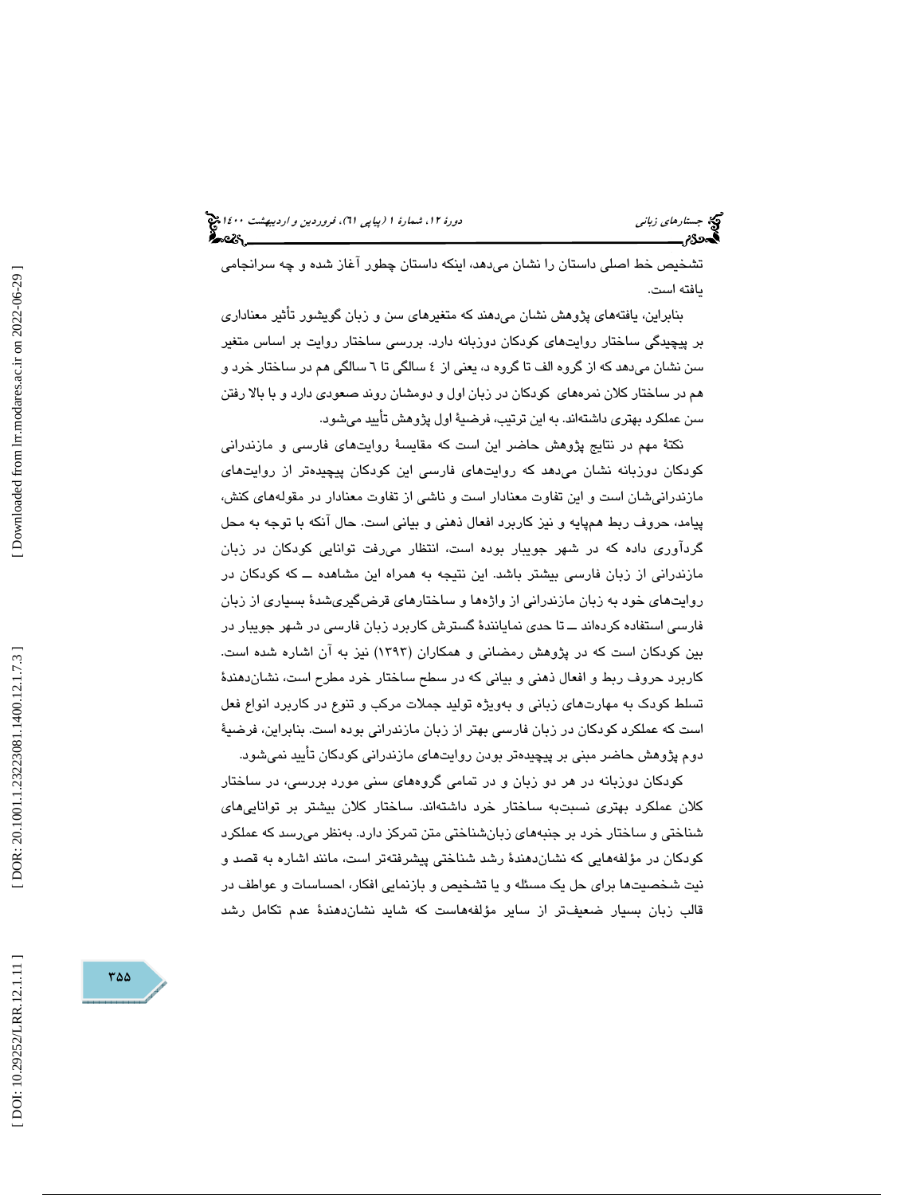تشخیص خط اصلی داستان را نشان می‌دهد، اینکه داستان چطور آغاز شده و چه سرانجامی یافته است.

بنابراین، یافته‌های پژوهش نشان می‌دهند که متغیرهای سن و زبان گویشور تأثیر معناداری بر پیچیدگی ساختار روایت‌های کودکان دوزبانه دارد. بررسی ساختار روایت بر اساس متغیر سن نشان می‌دهد که از گروه الف تا گروه د، یعنی از ٤ سالگی تا ٦ سالگی هم در ساختار خرد و هم در ساختار کلان نمره‌های کودکان در زبان اول و دومشان روند صعودی دارد و با بالا رفتن سن عملکرد بهتری داشته‌اند. به این ترتیب، فرضیهٔ اول پژوهش تأیید می‌شود.

نکتهٔ مهم در نتایج پژوهش حاضر این است که مقایسهٔ روایت‌های فارسی و مازندرانی کودکان دوزبانه نشان می‌دهد که روایت‌های فارسی این کودکان پیچیده‌تر از روایت‌های مازندرانی‌شان است و این تفاوت معنادار است و ناشی از تفاوت معنادار در مقوله‌های کنش، پیامد، حروف ربط هم‌پایه و نیز کاربرد افعال ذهنی و بیانی است. حال آنکه با توجه به محل گردآوری داده که در شهر جویبار بوده است، انتظار می‌رفت توانایی کودکان در زبان مازندرانی از زبان فارسی بیشتر باشد. این نتیجه به همراه این مشاهده ــ که کودکان در روایت‌های خود به زبان مازندرانی از واژه‌ها و ساختارهای قرض‌گیری‌شدهٔ بسیاری از زبان فارسی استفاده کرده‌اند ــ تا حدی نمایانندهٔ گسترش کاربرد زبان فارسی در شهر جویبار در بین کودکان است که در پژوهش رمضانی و همکاران (١٣٩٣) نیز به آن اشاره شده است. کاربرد حروف ربط و افعال ذهنی و بیانی که در سطح ساختار خرد مطرح است، نشان‌دهندهٔ تسلط کودک به مهارت‌های زبانی و به‌ویژه تولید جملات مرکب و تنوع در کاربرد انواع فعل است که عملکرد کودکان در زبان فارسی بهتر از زبان مازندرانی بوده است. بنابراین، فرضیهٔ دوم پژوهش حاضر مبنی بر پیچیده‌تر بودن روایت‌های مازندرانی کودکان تأیید نمی‌شود.

کودکان دوزبانه در هر دو زبان و در تمامی گروه‌های سنی مورد بررسی، در ساختار کلان عملکرد بهتری نسبت‌به ساختار خرد داشته‌اند. ساختار کلان بیشتر بر توانایی‌های شناختی و ساختار خرد بر جنبه‌های زبان‌شناختی متن تمرکز دارد. به‌نظر می‌رسد که عملکرد کودکان در مؤلفه‌هایی که نشان‌دهندهٔ رشد شناختی پیشرفته‌تر است، مانند اشاره به قصد و نیت شخصیت‌ها برای حل یک مسئله و یا تشخیص و بازنمایی افکار، احساسات و عواطف در قالب زبان بسیار ضعیف‌تر از سایر مؤلفه‌هاست که شاید نشان‌دهندهٔ عدم تکامل رشد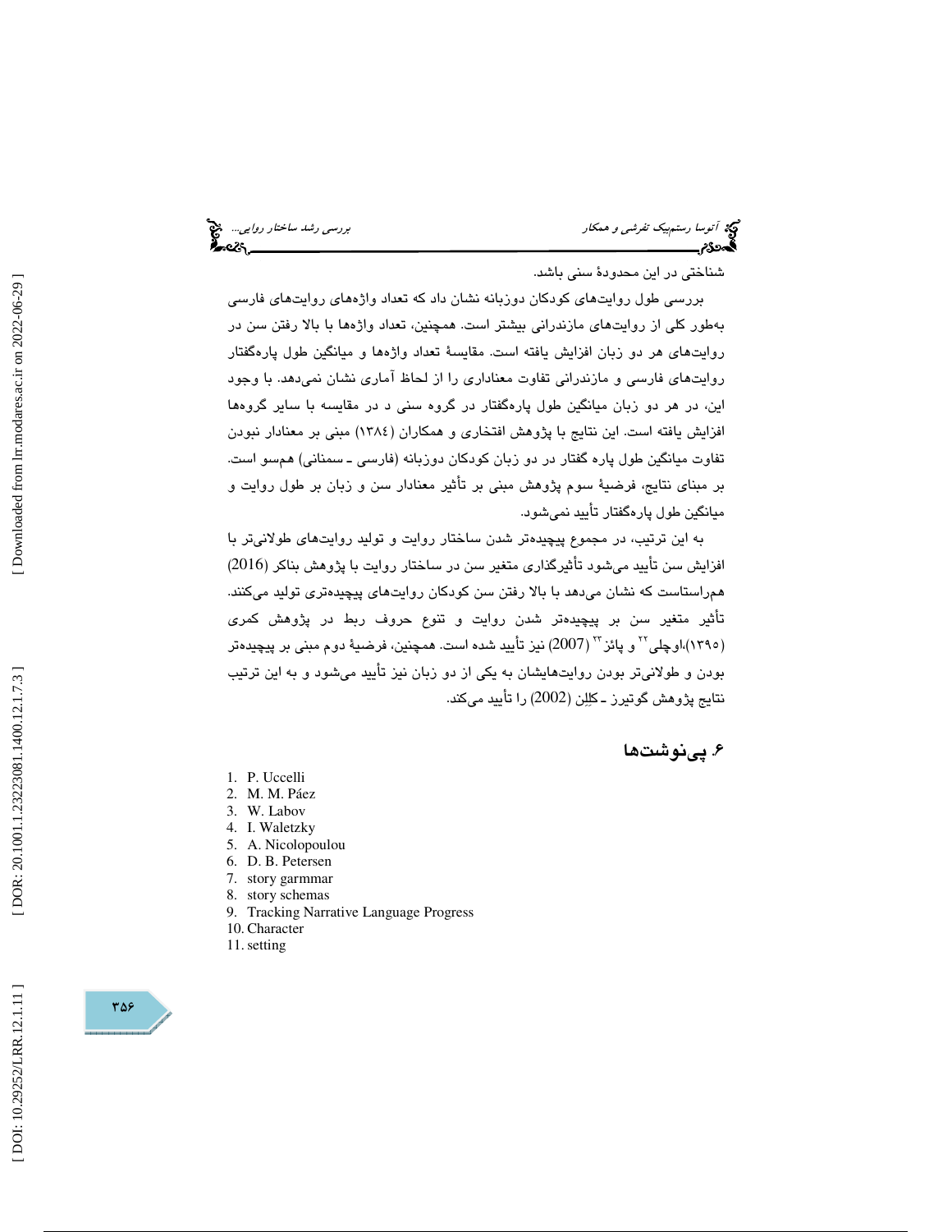شناختی در این محدودهٔ سنی باشد.

بررسی طول روایت‌های کودکان دوزبانه نشان داد که تعداد واژه‌های روایت‌های فارسی به‌طور کلی از روایت‌های مازندرانی بیشتر است. همچنین، تعداد واژه‌ها با بالا رفتن سن در روایت‌های هر دو زبان افزایش یافته است. مقایسهٔ تعداد واژه‌ها و میانگین طول پاره‌گفتار روایت‌های فارسی و مازندرانی تفاوت معناداری را از لحاظ آماری نشان نمی‌دهد. با وجود این، در هر دو زبان میانگین طول پاره‌گفتار در گروه سنی د در مقایسه با سایر گروه‌ها افزایش یافته است. این نتایج با پژوهش افتخاری و همکاران (۱۳۸٤) مبنی بر معنادار نبودن تفاوت میانگین طول پاره گفتار در دو زبان کودکان دوزبانه (فارسی ـ سمنانی) همسو است. بر مبنای نتایج، فرضیهٔ سوم پژوهش مبنی بر تأثیر معنادار سن و زبان بر طول روایت و میانگین طول پاره‌گفتار تأیید نمی‌شود.

به این ترتیب، در مجموع پیچیده‌تر شدن ساختار روایت و تولید روایت‌های طولانی‌تر با افزایش سن تأیید می‌شود تأثیرگذاری متغیر سن در ساختار روایت با پژوهش بناکر (2016) هم‌راستاست که نشان می‌دهد با بالا رفتن سن کودکان روایت‌های پیچیده‌تری تولید می‌کنند. تأثیر متغیر سن بر پیچیده‌تر شدن روایت و تنوع حروف ربط در پژوهش کمری (۱۳۹۵)،اوچلی[۲۲] و پائز[۲۳] (2007) نیز تأیید شده است. همچنین، فرضیهٔ دوم مبنی بر پیچیده‌تر بودن و طولانی‌تر بودن روایت‌هایشان به یکی از دو زبان نیز تأیید می‌شود و به این ترتیب نتایج پژوهش گوتیرز ـ کلِن (2002) را تأیید می‌کند.

## ۶. پی‌نوشت‌ها

1. P. Uccelli
2. M. M. Páez
3. W. Labov
4. I. Waletzky
5. A. Nicolopoulou
6. D. B. Petersen
7. story garmmar
8. story schemas
9. Tracking Narrative Language Progress
10. Character
11. setting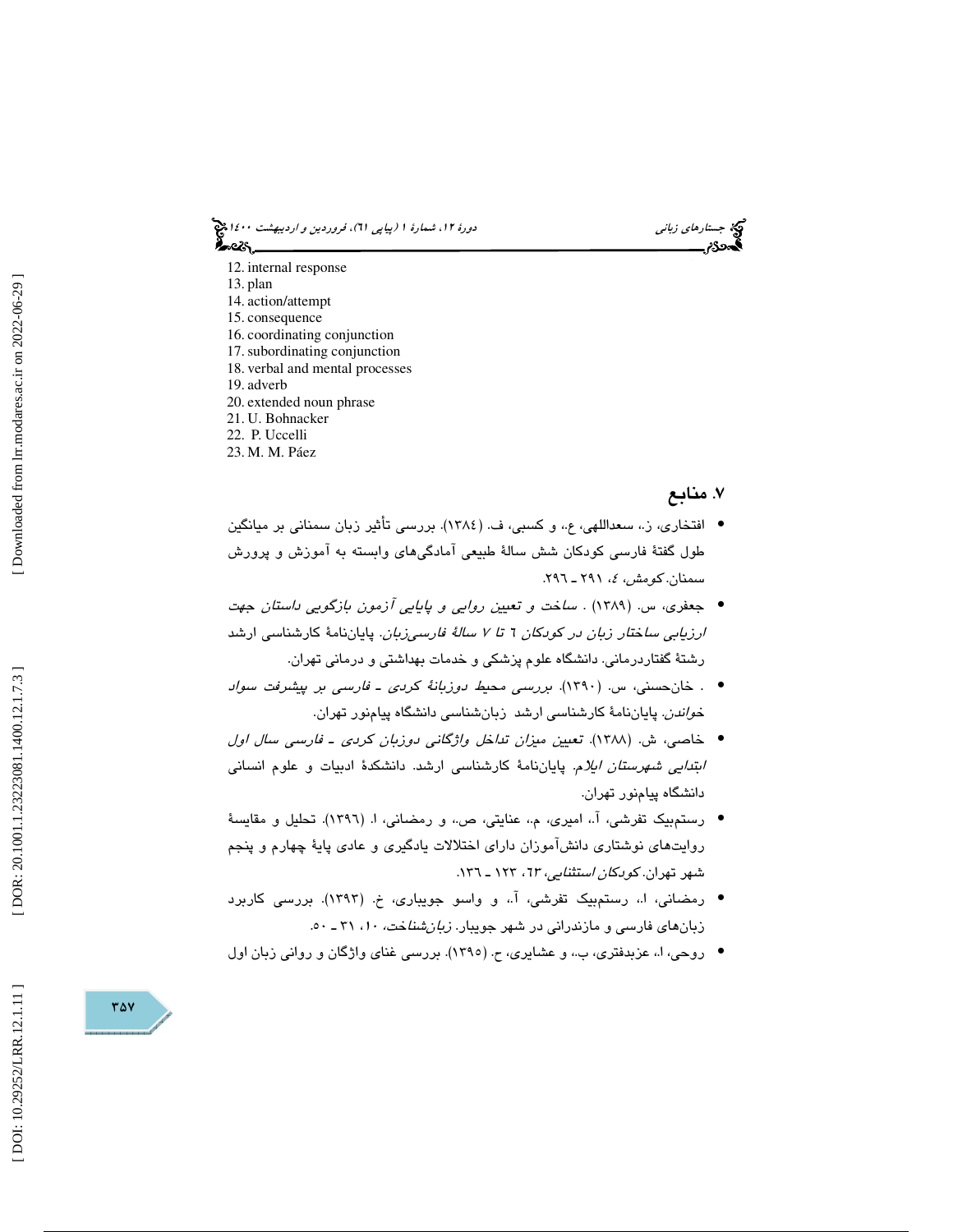12. internal response
13. plan
14. action/attempt
15. consequence
16. coordinating conjunction
17. subordinating conjunction
18. verbal and mental processes
19. adverb
20. extended noun phrase
21. U. Bohnacker
22. P. Uccelli
23. M. M. Páez

## ۷. منابع

- افتخاری، ز.، سعداللهی، ع.، و کسبی، ف. (۱۳۸٤). بررسی تأثیر زبان سمنانی بر میانگین طول گفتۀ فارسی کودکان شش سالۀ طبیعی آمادگی‌های وابسته به آموزش و پرورش سمنان. *کومش*، ٤، ۲۹۱ ـ ۲۹٦.
- جعفری، س. (۱۳۸۹) . *ساخت و تعیین روایی و پایایی آزمون بازگویی داستان جهت ارزیابی ساختار زبان در کودکان ٦ تا ۷ سالۀ فارسی‌زبان*. پایان‌نامۀ کارشناسی ارشد رشتۀ گفتاردرمانی. دانشگاه علوم پزشکی و خدمات بهداشتی و درمانی تهران.
- . خان‌حسنی، س. (۱۳۹۰). *بررسی محیط دوزبانۀ کردی ـ فارسی بر پیشرفت سواد خواندن*. پایان‌نامۀ کارشناسی ارشد زبان‌شناسی دانشگاه پیام‌نور تهران.
- خاصی، ش. (۱۳۸۸). *تعیین میزان تداخل واژگانی دوزبان کردی ـ فارسی سال اول ابتدایی شهرستان ایلام*. پایان‌نامۀ کارشناسی ارشد. دانشکدۀ ادبیات و علوم انسانی دانشگاه پیام‌نور تهران.
- رستم‌بیک تفرشی، آ.، امیری، م.، عنایتی، ص.، و رمضانی، ا. (۱۳۹٦). تحلیل و مقایسۀ روایت‌های نوشتاری دانش‌آموزان دارای اختلالات یادگیری و عادی پایۀ چهارم و پنجم شهر تهران. *کودکان استثنایی*، ٦۳، ۱۲۳ ـ ۱۳٦.
- رمضانی، ا.، رستم‌بیک تفرشی، آ.، و واسو جویباری، خ. (۱۳۹۳). بررسی کاربرد زبان‌های فارسی و مازندرانی در شهر جویبار. *زبان‌شناخت*، ۱۰، ۳۱ ـ ۵۰.
- روحی، ا.، عزبدفتری، ب.، و عشایری، ح. (۱۳۹۵). بررسی غنای واژگان و روانی زبان اول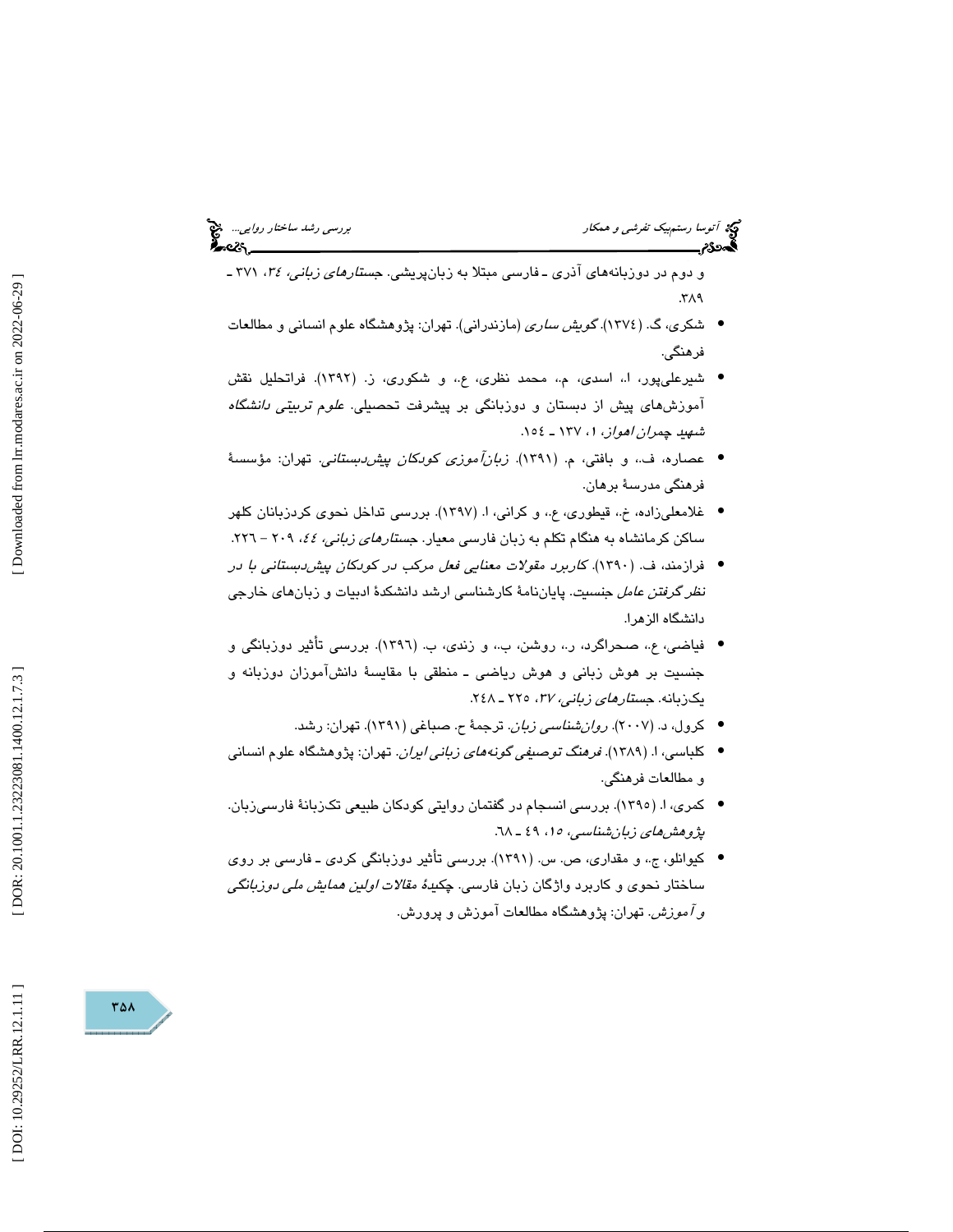و دوم در دوزبانه‌های آذری ـ فارسی مبتلا به زبان‌پریشی. *جستارهای زبانی، ۳۴*، ۳۷۱ ـ ۳۸۹.

- شکری، گ. (۱۳۷٤). *گویش ساری* (مازندرانی). تهران: پژوهشگاه علوم انسانی و مطالعات فرهنگی.
- شیرعلی‌پور، ا.، اسدی، م.، محمد نظری، ع.، و شکوری، ز. (۱۳۹۲). فراتحلیل نقش آموزش‌های پیش از دبستان و دوزبانگی بر پیشرفت تحصیلی. *علوم تربیتی دانشگاه شهید چمران اهواز، ۱*، ۱۳۷ ـ ۱٥٤.
- عصاره، ف.، و بافتی، م. (۱۳۹۱). *زبان‌آموزی کودکان پیش‌دبستانی*. تهران: مؤسسهٔ فرهنگی مدرسهٔ برهان.
- غلامعلی‌زاده، خ.، قیطوری، ع.، و کرانی، ا. (۱۳۹۷). بررسی تداخل نحوی کردزبانان کلهر ساکن کرمانشاه به هنگام تکلم به زبان فارسی معیار. *جستارهای زبانی، ٤٤*، ۲۰۹ – ۲۲٦.
- فرازمند، ف. (۱۳۹۰). *کاربرد مقولات معنایی فعل مرکب در کودکان پیش‌دبستانی با در نظر گرفتن عامل* جنسیت. پایان‌نامهٔ کارشناسی ارشد دانشکدهٔ ادبیات و زبان‌های خارجی دانشگاه الزهرا.
- فیاضی، ع.، صحراگرد، ر.، روشن، ب.، و زندی، ب. (۱۳۹٦). بررسی تأثیر دوزبانگی و جنسیت بر هوش زبانی و هوش ریاضی ـ منطقی با مقایسهٔ دانش‌آموزان دوزبانه و یک‌زبانه. *جستارهای زبانی، ۳۷*، ۲۲٥ ـ ۲٤۸.
- کرول، د. (۲۰۰۷). *روان‌شناسی زبان*. ترجمهٔ ح. صباغی (۱۳۹۱). تهران: رشد.
- کلباسی، ا. (۱۳۸۹). *فرهنگ توصیفی گونه‌های زبانی ایران*. تهران: پژوهشگاه علوم انسانی و مطالعات فرهنگی.
- کمری، ا. (۱۳۹٥). بررسی انسجام در گفتمان روایتی کودکان طبیعی تک‌زبانهٔ فارسی‌زبان. *پژوهش‌های زبان‌شناسی، ۱٥*، ٤۹ ـ ٦۸.
- کیوانلو، ج.، و مقداری، ص. س. (۱۳۹۱). بررسی تأثیر دوزبانگی کردی ـ فارسی بر روی ساختار نحوی و کاربرد واژگان زبان فارسی. *چکیدهٔ مقالات اولین همایش ملی دوزبانگی و آموزش*. تهران: پژوهشگاه مطالعات آموزش و پرورش.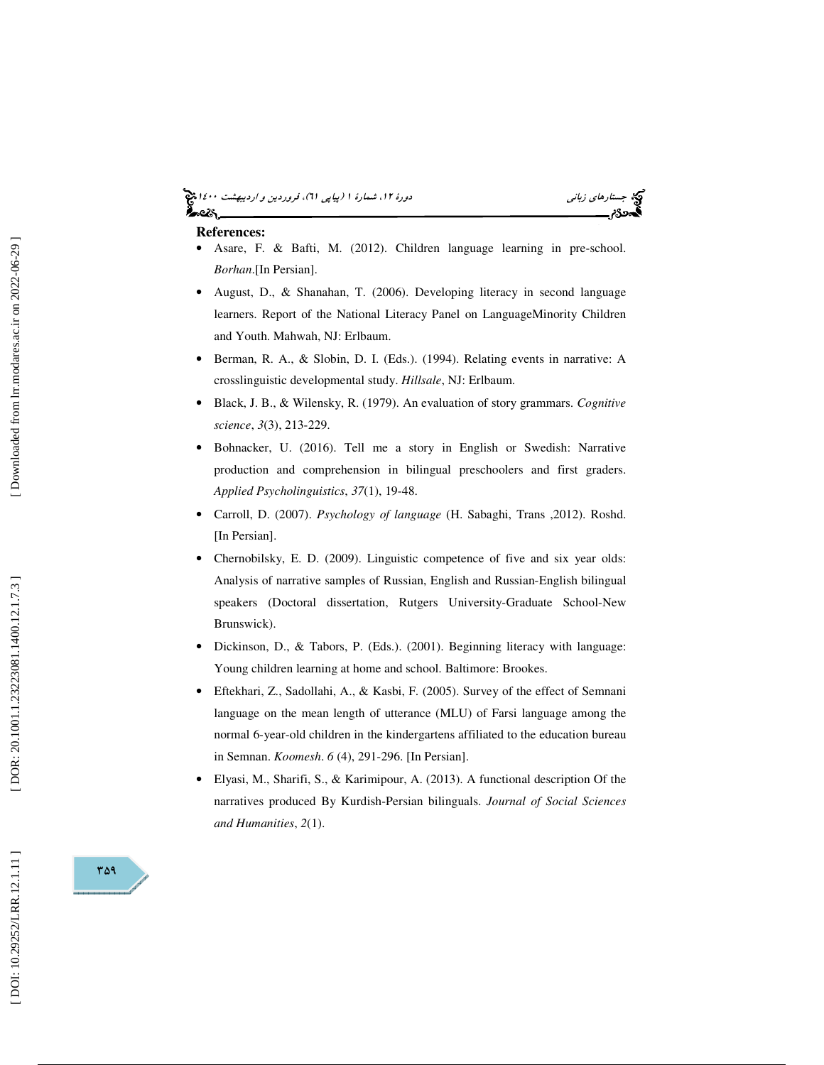**References:**

- Asare, F. & Bafti, M. (2012). Children language learning in pre-school. *Borhan*.[In Persian].
- August, D., & Shanahan, T. (2006). Developing literacy in second language learners. Report of the National Literacy Panel on LanguageMinority Children and Youth. Mahwah, NJ: Erlbaum.
- Berman, R. A., & Slobin, D. I. (Eds.). (1994). Relating events in narrative: A crosslinguistic developmental study. *Hillsale*, NJ: Erlbaum.
- Black, J. B., & Wilensky, R. (1979). An evaluation of story grammars. *Cognitive science*, *3*(3), 213-229.
- Bohnacker, U. (2016). Tell me a story in English or Swedish: Narrative production and comprehension in bilingual preschoolers and first graders. *Applied Psycholinguistics*, *37*(1), 19-48.
- Carroll, D. (2007). *Psychology of language* (H. Sabaghi, Trans ,2012). Roshd. [In Persian].
- Chernobilsky, E. D. (2009). Linguistic competence of five and six year olds: Analysis of narrative samples of Russian, English and Russian-English bilingual speakers (Doctoral dissertation, Rutgers University-Graduate School-New Brunswick).
- Dickinson, D., & Tabors, P. (Eds.). (2001). Beginning literacy with language: Young children learning at home and school. Baltimore: Brookes.
- Eftekhari, Z., Sadollahi, A., & Kasbi, F. (2005). Survey of the effect of Semnani language on the mean length of utterance (MLU) of Farsi language among the normal 6-year-old children in the kindergartens affiliated to the education bureau in Semnan. *Koomesh*. *6* (4), 291-296. [In Persian].
- Elyasi, M., Sharifi, S., & Karimipour, A. (2013). A functional description Of the narratives produced By Kurdish-Persian bilinguals. *Journal of Social Sciences and Humanities*, *2*(1).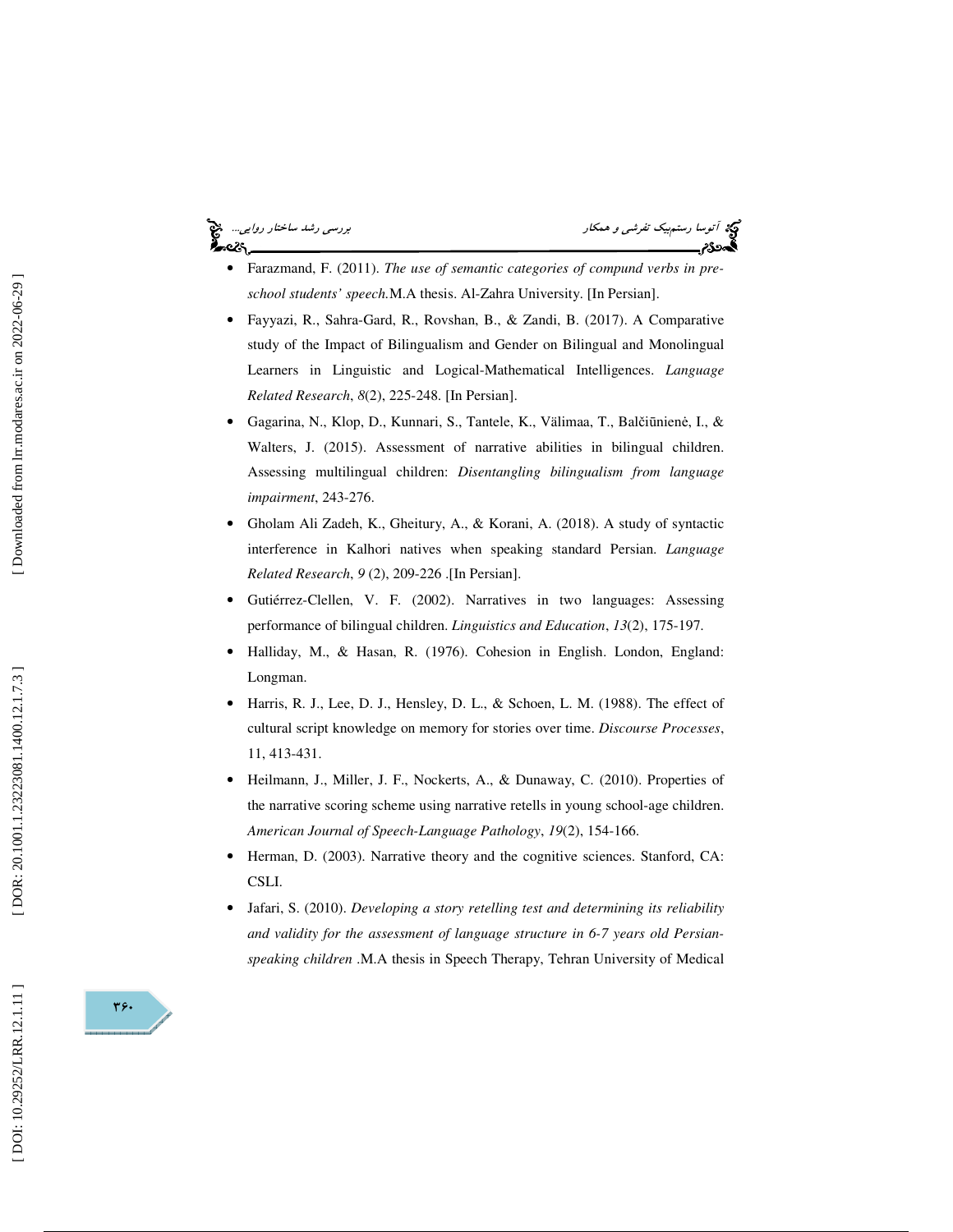- Farazmand, F. (2011). *The use of semantic categories of compund verbs in pre-school students' speech.*M.A thesis. Al-Zahra University. [In Persian].
- Fayyazi, R., Sahra-Gard, R., Rovshan, B., & Zandi, B. (2017). A Comparative study of the Impact of Bilingualism and Gender on Bilingual and Monolingual Learners in Linguistic and Logical-Mathematical Intelligences. *Language Related Research*, *8*(2), 225-248. [In Persian].
- Gagarina, N., Klop, D., Kunnari, S., Tantele, K., Välimaa, T., Balčiūnienė, I., & Walters, J. (2015). Assessment of narrative abilities in bilingual children. Assessing multilingual children: *Disentangling bilingualism from language impairment*, 243-276.
- Gholam Ali Zadeh, K., Gheitury, A., & Korani, A. (2018). A study of syntactic interference in Kalhori natives when speaking standard Persian. *Language Related Research*, *9* (2), 209-226 .[In Persian].
- Gutiérrez-Clellen, V. F. (2002). Narratives in two languages: Assessing performance of bilingual children. *Linguistics and Education*, *13*(2), 175-197.
- Halliday, M., & Hasan, R. (1976). Cohesion in English. London, England: Longman.
- Harris, R. J., Lee, D. J., Hensley, D. L., & Schoen, L. M. (1988). The effect of cultural script knowledge on memory for stories over time. *Discourse Processes*, 11, 413-431.
- Heilmann, J., Miller, J. F., Nockerts, A., & Dunaway, C. (2010). Properties of the narrative scoring scheme using narrative retells in young school-age children. *American Journal of Speech-Language Pathology*, *19*(2), 154-166.
- Herman, D. (2003). Narrative theory and the cognitive sciences. Stanford, CA: CSLI.
- Jafari, S. (2010). *Developing a story retelling test and determining its reliability and validity for the assessment of language structure in 6-7 years old Persian-speaking children* .M.A thesis in Speech Therapy, Tehran University of Medical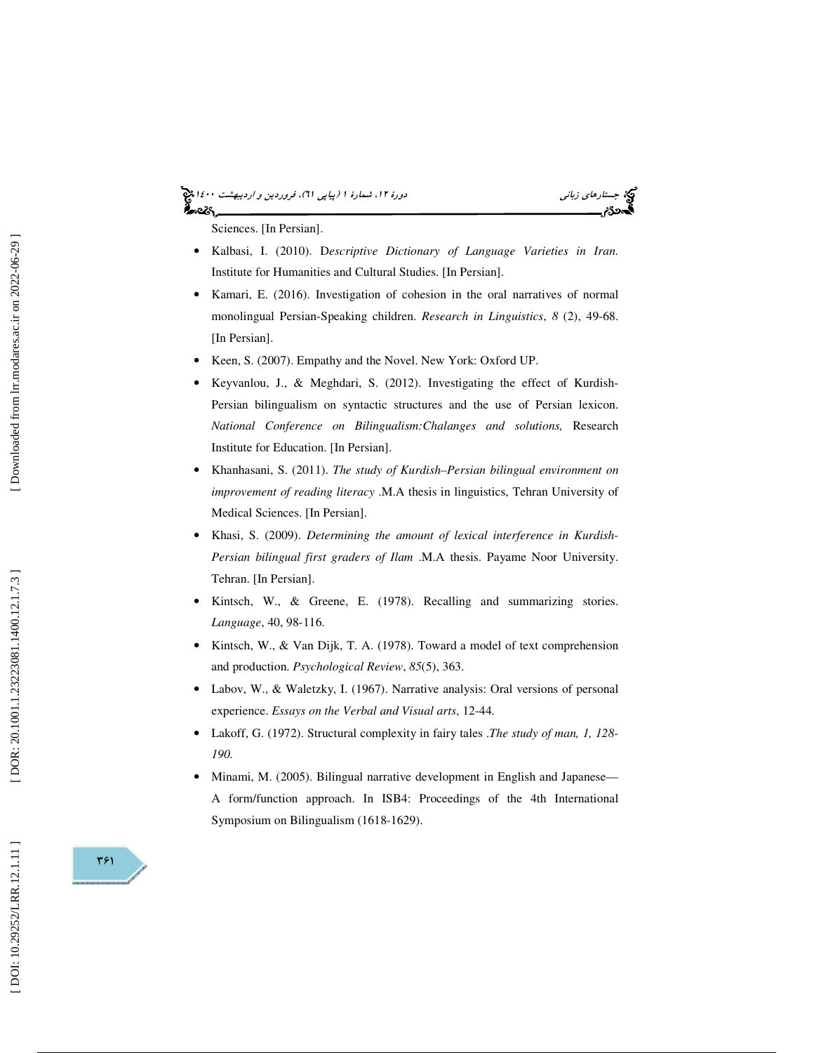Sciences. [In Persian].

- Kalbasi, I. (2010). D*escriptive Dictionary of Language Varieties in Iran.* Institute for Humanities and Cultural Studies. [In Persian].
- Kamari, E. (2016). Investigation of cohesion in the oral narratives of normal monolingual Persian-Speaking children. *Research in Linguistics*, *8* (2), 49-68. [In Persian].
- Keen, S. (2007). Empathy and the Novel. New York: Oxford UP.
- Keyvanlou, J., & Meghdari, S. (2012). Investigating the effect of Kurdish-Persian bilingualism on syntactic structures and the use of Persian lexicon. *National Conference on Bilingualism:Chalanges and solutions,* Research Institute for Education. [In Persian].
- Khanhasani, S. (2011). *The study of Kurdish–Persian bilingual environment on improvement of reading literacy* .M.A thesis in linguistics, Tehran University of Medical Sciences. [In Persian].
- Khasi, S. (2009). *Determining the amount of lexical interference in Kurdish-Persian bilingual first graders of Ilam* .M.A thesis. Payame Noor University. Tehran. [In Persian].
- Kintsch, W., & Greene, E. (1978). Recalling and summarizing stories. *Language*, 40, 98-116.
- Kintsch, W., & Van Dijk, T. A. (1978). Toward a model of text comprehension and production. *Psychological Review*, *85*(5), 363.
- Labov, W., & Waletzky, I. (1967). Narrative analysis: Oral versions of personal experience. *Essays on the Verbal and Visual arts*, 12-44.
- Lakoff, G. (1972). Structural complexity in fairy tales *.The study of man, 1, 128-190.*
- Minami, M. (2005). Bilingual narrative development in English and Japanese—A form/function approach. In ISB4: Proceedings of the 4th International Symposium on Bilingualism (1618-1629).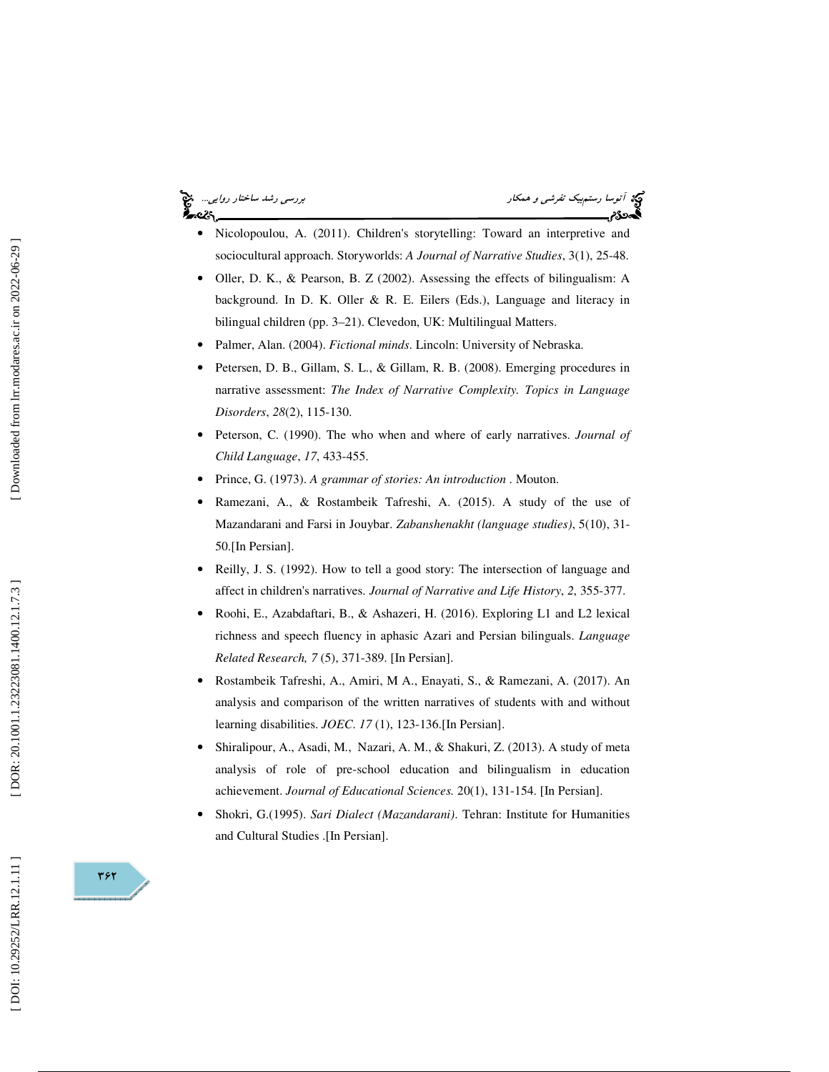- Nicolopoulou, A. (2011). Children's storytelling: Toward an interpretive and sociocultural approach. Storyworlds: *A Journal of Narrative Studies*, 3(1), 25-48.
- Oller, D. K., & Pearson, B. Z (2002). Assessing the effects of bilingualism: A background. In D. K. Oller & R. E. Eilers (Eds.), Language and literacy in bilingual children (pp. 3–21). Clevedon, UK: Multilingual Matters.
- Palmer, Alan. (2004). *Fictional minds*. Lincoln: University of Nebraska.
- Petersen, D. B., Gillam, S. L., & Gillam, R. B. (2008). Emerging procedures in narrative assessment: *The Index of Narrative Complexity. Topics in Language Disorders*, *28*(2), 115-130.
- Peterson, C. (1990). The who when and where of early narratives. *Journal of Child Language*, *17*, 433-455.
- Prince, G. (1973). *A grammar of stories: An introduction* . Mouton.
- Ramezani, A., & Rostambeik Tafreshi, A. (2015). A study of the use of Mazandarani and Farsi in Jouybar. *Zabanshenakht (language studies)*, 5(10), 31-50.[In Persian].
- Reilly, J. S. (1992). How to tell a good story: The intersection of language and affect in children's narratives. *Journal of Narrative and Life History*, *2*, 355-377.
- Roohi, E., Azabdaftari, B., & Ashazeri, H. (2016). Exploring L1 and L2 lexical richness and speech fluency in aphasic Azari and Persian bilinguals. *Language Related Research, 7* (5), 371-389. [In Persian].
- Rostambeik Tafreshi, A., Amiri, M A., Enayati, S., & Ramezani, A. (2017). An analysis and comparison of the written narratives of students with and without learning disabilities. *JOEC*. *17* (1), 123-136.[In Persian].
- Shiralipour, A., Asadi, M., Nazari, A. M., & Shakuri, Z. (2013). A study of meta analysis of role of pre-school education and bilingualism in education achievement. *Journal of Educational Sciences.* 20(1), 131-154. [In Persian].
- Shokri, G.(1995). *Sari Dialect (Mazandarani)*. Tehran: Institute for Humanities and Cultural Studies .[In Persian].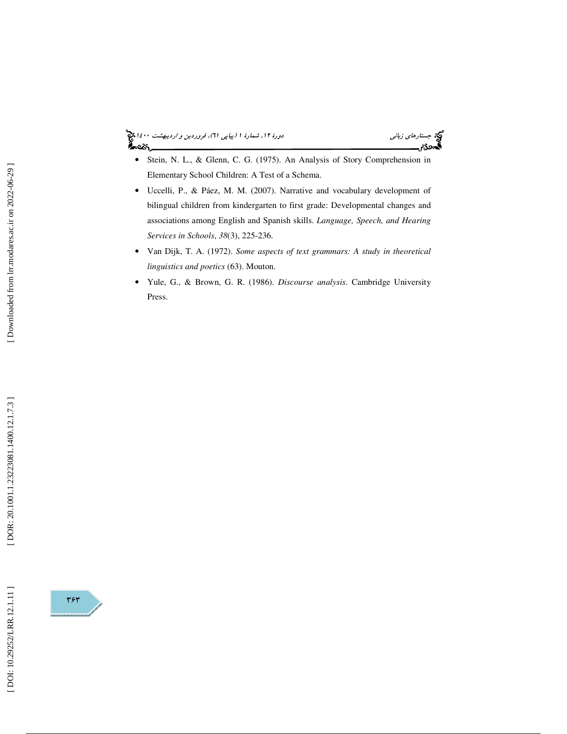- Stein, N. L., & Glenn, C. G. (1975). An Analysis of Story Comprehension in Elementary School Children: A Test of a Schema.
- Uccelli, P., & Páez, M. M. (2007). Narrative and vocabulary development of bilingual children from kindergarten to first grade: Developmental changes and associations among English and Spanish skills. *Language, Speech, and Hearing Services in Schools*, *38*(3), 225-236.
- Van Dijk, T. A. (1972). *Some aspects of text grammars: A study in theoretical linguistics and poetics* (63). Mouton.
- Yule, G., & Brown, G. R. (1986). *Discourse analysis*. Cambridge University Press.